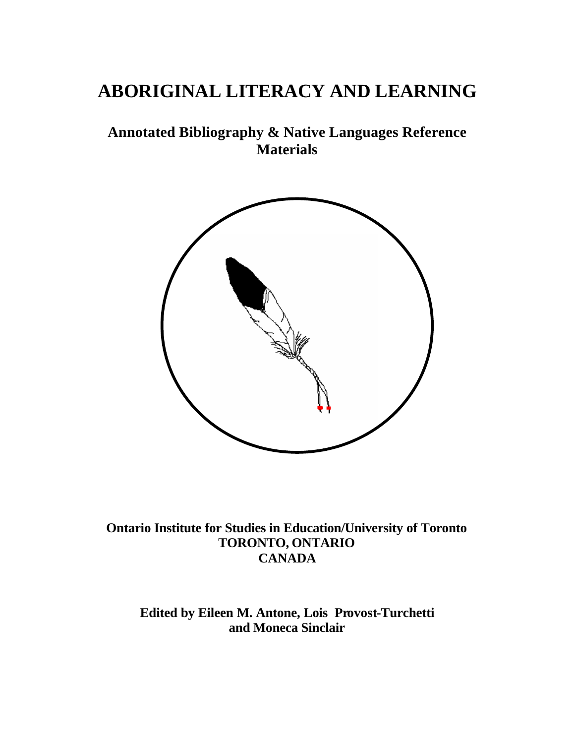# ABORIGINAL LITERACY AND LEARNING

## Annotated Bibliography & Native Languages Reference Materials

**Ontario Institute for Studies in Education/University of Toronto**
**TORONTO, ONTARIO**
**CANADA**

**Edited by Eileen M. Antone, Lois Provost-Turchetti and Moneca Sinclair**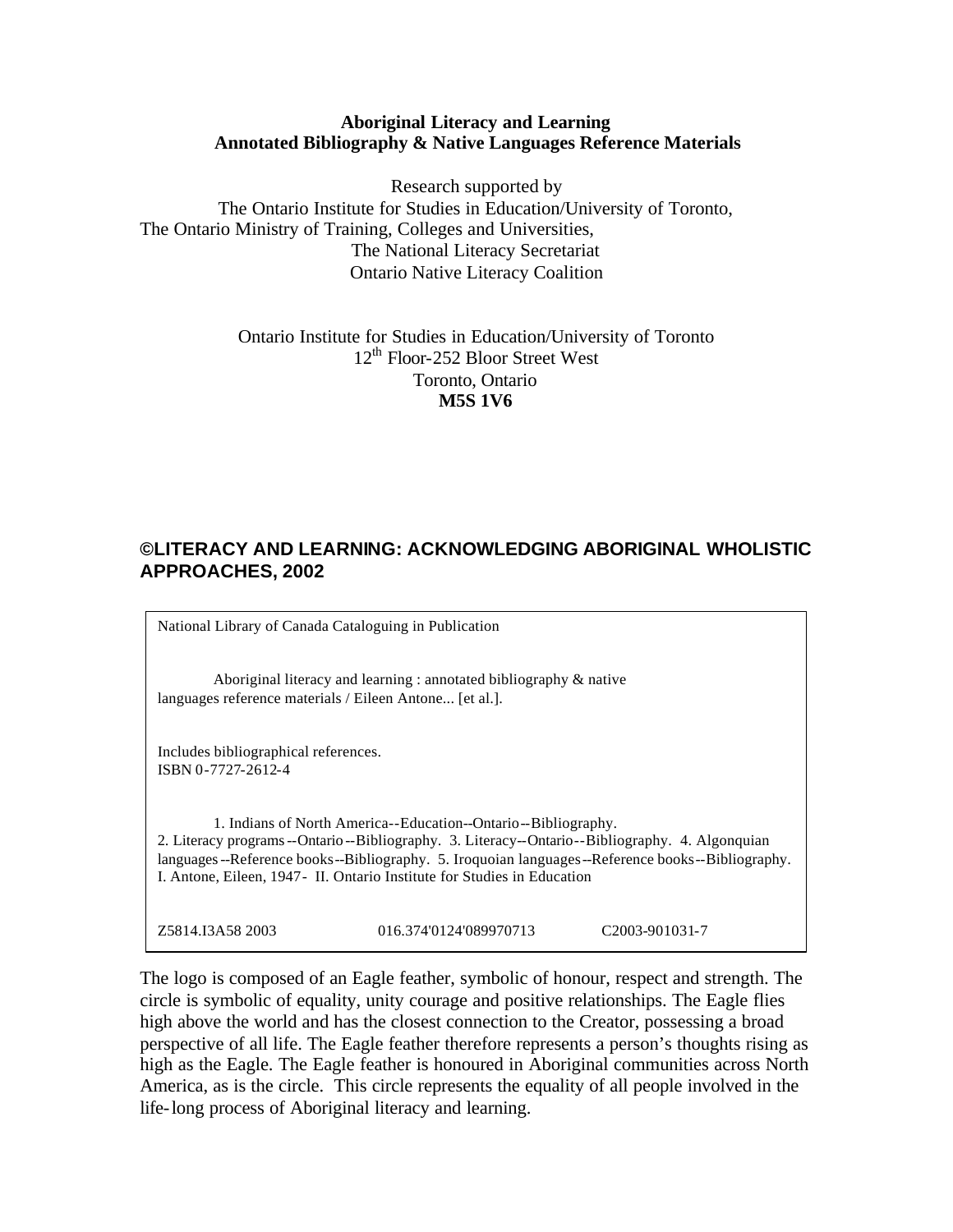**Aboriginal Literacy and Learning**
**Annotated Bibliography & Native Languages Reference Materials**

Research supported by
The Ontario Institute for Studies in Education/University of Toronto,
The Ontario Ministry of Training, Colleges and Universities,
The National Literacy Secretariat
Ontario Native Literacy Coalition

Ontario Institute for Studies in Education/University of Toronto
12th Floor-252 Bloor Street West
Toronto, Ontario
**M5S 1V6**

**©LITERACY AND LEARNING: ACKNOWLEDGING ABORIGINAL WHOLISTIC APPROACHES, 2002**

National Library of Canada Cataloguing in Publication

Aboriginal literacy and learning : annotated bibliography & native languages reference materials / Eileen Antone... [et al.].

Includes bibliographical references.
ISBN 0-7727-2612-4

1. Indians of North America--Education--Ontario--Bibliography. 2. Literacy programs--Ontario--Bibliography. 3. Literacy--Ontario--Bibliography. 4. Algonquian languages--Reference books--Bibliography. 5. Iroquoian languages--Reference books--Bibliography. I. Antone, Eileen, 1947- II. Ontario Institute for Studies in Education

Z5814.I3A58 2003 016.374'0124'089970713 C2003-901031-7

The logo is composed of an Eagle feather, symbolic of honour, respect and strength. The circle is symbolic of equality, unity courage and positive relationships. The Eagle flies high above the world and has the closest connection to the Creator, possessing a broad perspective of all life. The Eagle feather therefore represents a person's thoughts rising as high as the Eagle. The Eagle feather is honoured in Aboriginal communities across North America, as is the circle. This circle represents the equality of all people involved in the life-long process of Aboriginal literacy and learning.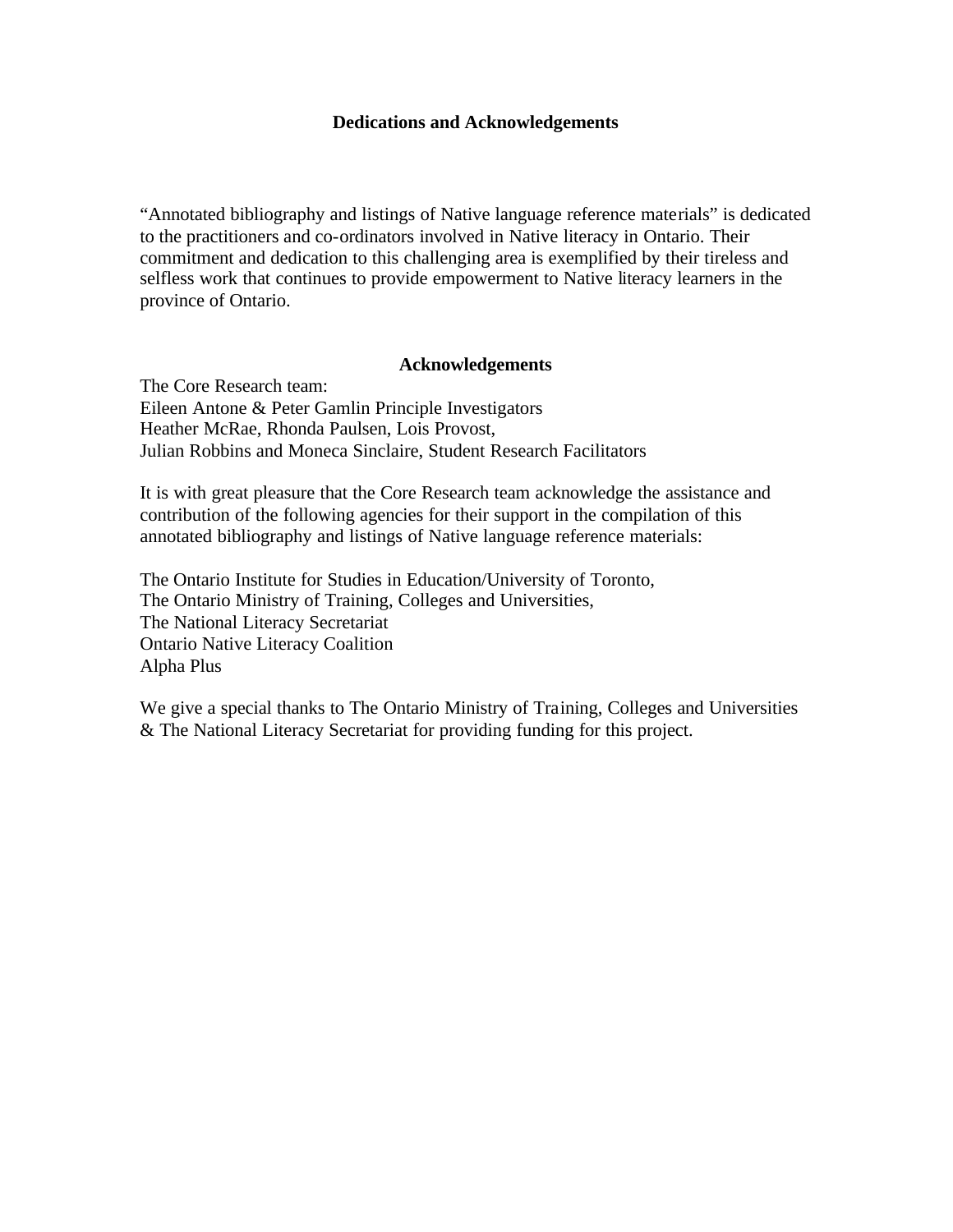# Dedications and Acknowledgements

"Annotated bibliography and listings of Native language reference materials" is dedicated to the practitioners and co-ordinators involved in Native literacy in Ontario. Their commitment and dedication to this challenging area is exemplified by their tireless and selfless work that continues to provide empowerment to Native literacy learners in the province of Ontario.

## Acknowledgements

The Core Research team:
Eileen Antone & Peter Gamlin Principle Investigators
Heather McRae, Rhonda Paulsen, Lois Provost,
Julian Robbins and Moneca Sinclaire, Student Research Facilitators

It is with great pleasure that the Core Research team acknowledge the assistance and contribution of the following agencies for their support in the compilation of this annotated bibliography and listings of Native language reference materials:

The Ontario Institute for Studies in Education/University of Toronto,
The Ontario Ministry of Training, Colleges and Universities,
The National Literacy Secretariat
Ontario Native Literacy Coalition
Alpha Plus

We give a special thanks to The Ontario Ministry of Training, Colleges and Universities & The National Literacy Secretariat for providing funding for this project.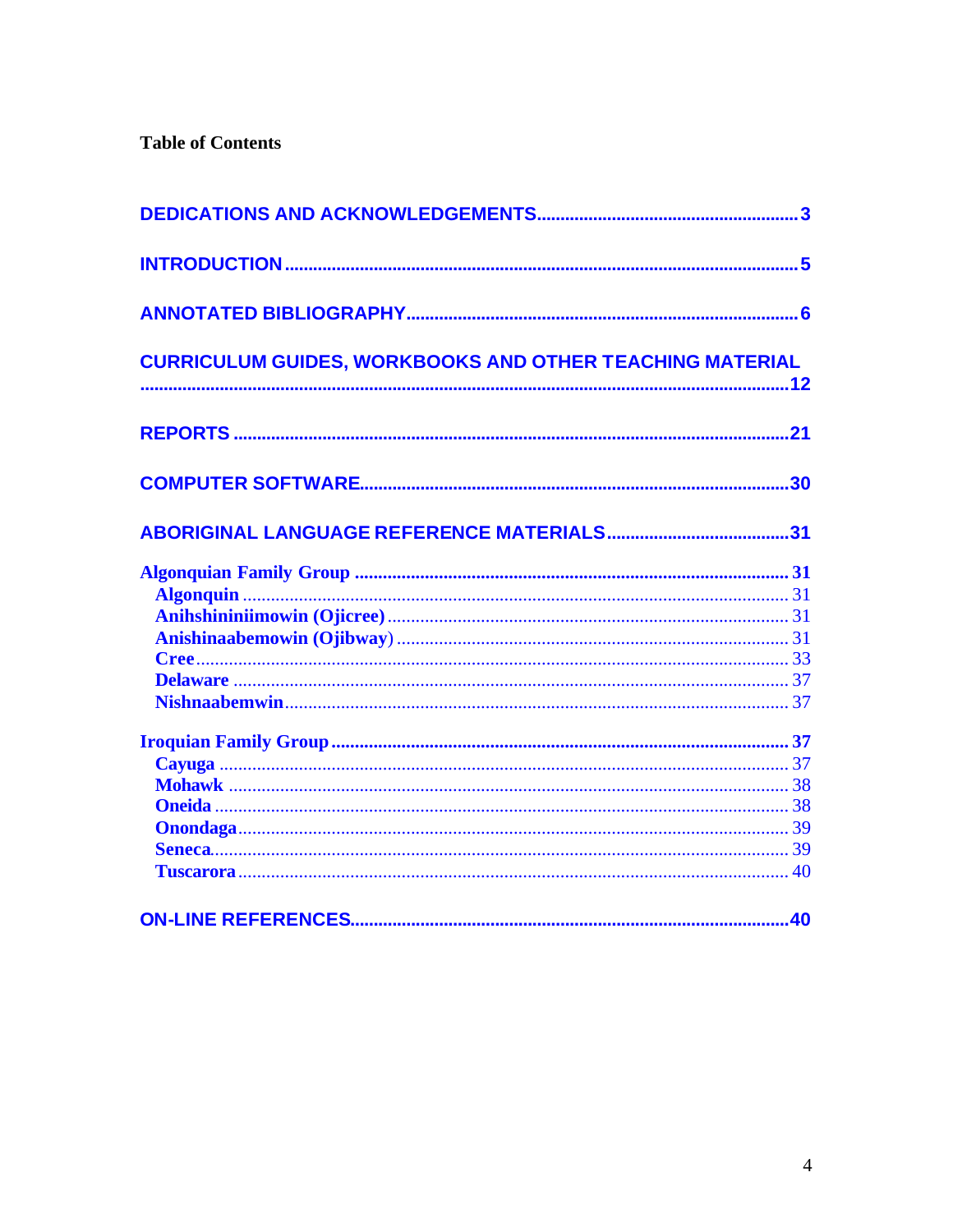**Table of Contents**

DEDICATIONS AND ACKNOWLEDGEMENTS....................................................... 3

INTRODUCTION ........................................................................................................... 5

ANNOTATED BIBLIOGRAPHY.................................................................................. 6

CURRICULUM GUIDES, WORKBOOKS AND OTHER TEACHING MATERIAL .......................................................................................................................................12

REPORTS ....................................................................................................................21

COMPUTER SOFTWARE..........................................................................................30

ABORIGINAL LANGUAGE REFERENCE MATERIALS.......................................31

**Algonquian Family Group** ........................................................................................... 31
- **Algonquin** .................................................................................................................... 31
- **Anihshininiimowin (Ojicree)** ...................................................................................... 31
- **Anishinaabemowin (Ojibway)** .................................................................................... 31
- **Cree** ............................................................................................................................. 33
- **Delaware** ..................................................................................................................... 37
- **Nishnaabemwin** ........................................................................................................... 37

**Iroquian Family Group** ................................................................................................ 37
- **Cayuga** ........................................................................................................................ 37
- **Mohawk** ....................................................................................................................... 38
- **Oneida** ......................................................................................................................... 38
- **Onondaga** .................................................................................................................... 39
- **Seneca** ......................................................................................................................... 39
- **Tuscarora** .................................................................................................................... 40

ON-LINE REFERENCES............................................................................................40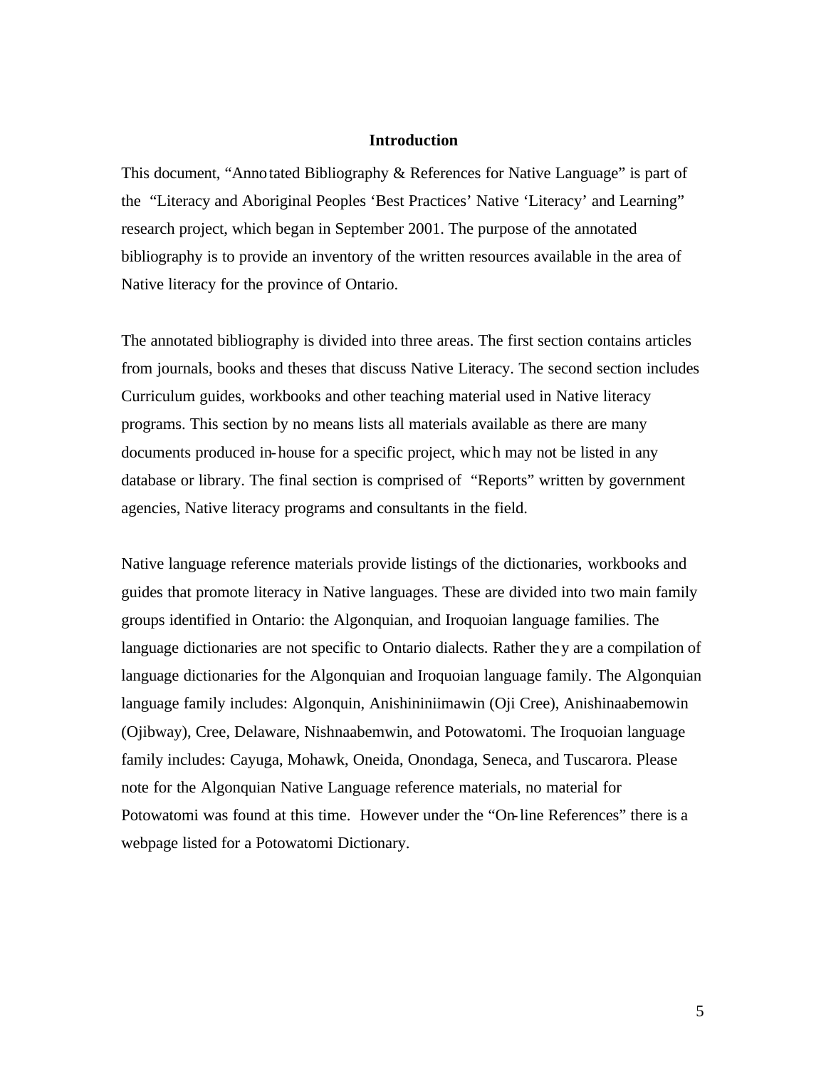## Introduction

This document, "Annotated Bibliography & References for Native Language" is part of the "Literacy and Aboriginal Peoples 'Best Practices' Native 'Literacy' and Learning" research project, which began in September 2001. The purpose of the annotated bibliography is to provide an inventory of the written resources available in the area of Native literacy for the province of Ontario.

The annotated bibliography is divided into three areas. The first section contains articles from journals, books and theses that discuss Native Literacy. The second section includes Curriculum guides, workbooks and other teaching material used in Native literacy programs. This section by no means lists all materials available as there are many documents produced in-house for a specific project, which may not be listed in any database or library. The final section is comprised of "Reports" written by government agencies, Native literacy programs and consultants in the field.

Native language reference materials provide listings of the dictionaries, workbooks and guides that promote literacy in Native languages. These are divided into two main family groups identified in Ontario: the Algonquian, and Iroquoian language families. The language dictionaries are not specific to Ontario dialects. Rather they are a compilation of language dictionaries for the Algonquian and Iroquoian language family. The Algonquian language family includes: Algonquin, Anishininiimawin (Oji Cree), Anishinaabemowin (Ojibway), Cree, Delaware, Nishnaabemwin, and Potowatomi. The Iroquoian language family includes: Cayuga, Mohawk, Oneida, Onondaga, Seneca, and Tuscarora. Please note for the Algonquian Native Language reference materials, no material for Potowatomi was found at this time. However under the "On-line References" there is a webpage listed for a Potowatomi Dictionary.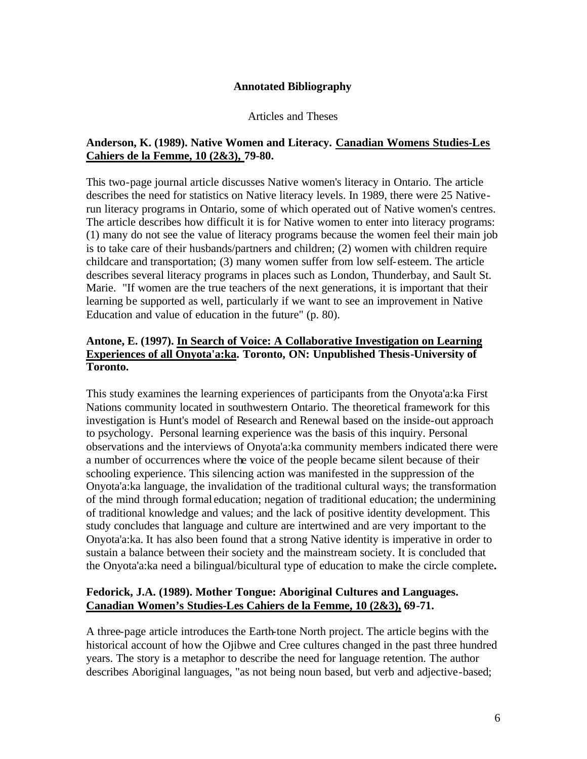## Annotated Bibliography

Articles and Theses

**Anderson, K. (1989). Native Women and Literacy. Canadian Womens Studies-Les Cahiers de la Femme, 10 (2&3), 79-80.**

This two-page journal article discusses Native women's literacy in Ontario. The article describes the need for statistics on Native literacy levels. In 1989, there were 25 Native-run literacy programs in Ontario, some of which operated out of Native women's centres. The article describes how difficult it is for Native women to enter into literacy programs: (1) many do not see the value of literacy programs because the women feel their main job is to take care of their husbands/partners and children; (2) women with children require childcare and transportation; (3) many women suffer from low self-esteem. The article describes several literacy programs in places such as London, Thunderbay, and Sault St. Marie. "If women are the true teachers of the next generations, it is important that their learning be supported as well, particularly if we want to see an improvement in Native Education and value of education in the future" (p. 80).

**Antone, E. (1997). In Search of Voice: A Collaborative Investigation on Learning Experiences of all Onyota'a:ka. Toronto, ON: Unpublished Thesis-University of Toronto.**

This study examines the learning experiences of participants from the Onyota'a:ka First Nations community located in southwestern Ontario. The theoretical framework for this investigation is Hunt's model of Research and Renewal based on the inside-out approach to psychology. Personal learning experience was the basis of this inquiry. Personal observations and the interviews of Onyota'a:ka community members indicated there were a number of occurrences where the voice of the people became silent because of their schooling experience. This silencing action was manifested in the suppression of the Onyota'a:ka language, the invalidation of the traditional cultural ways; the transformation of the mind through formal education; negation of traditional education; the undermining of traditional knowledge and values; and the lack of positive identity development. This study concludes that language and culture are intertwined and are very important to the Onyota'a:ka. It has also been found that a strong Native identity is imperative in order to sustain a balance between their society and the mainstream society. It is concluded that the Onyota'a:ka need a bilingual/bicultural type of education to make the circle complete**.**

**Fedorick, J.A. (1989). Mother Tongue: Aboriginal Cultures and Languages. Canadian Women's Studies-Les Cahiers de la Femme, 10 (2&3), 69-71.**

A three-page article introduces the Earth-tone North project. The article begins with the historical account of how the Ojibwe and Cree cultures changed in the past three hundred years. The story is a metaphor to describe the need for language retention. The author describes Aboriginal languages, "as not being noun based, but verb and adjective-based;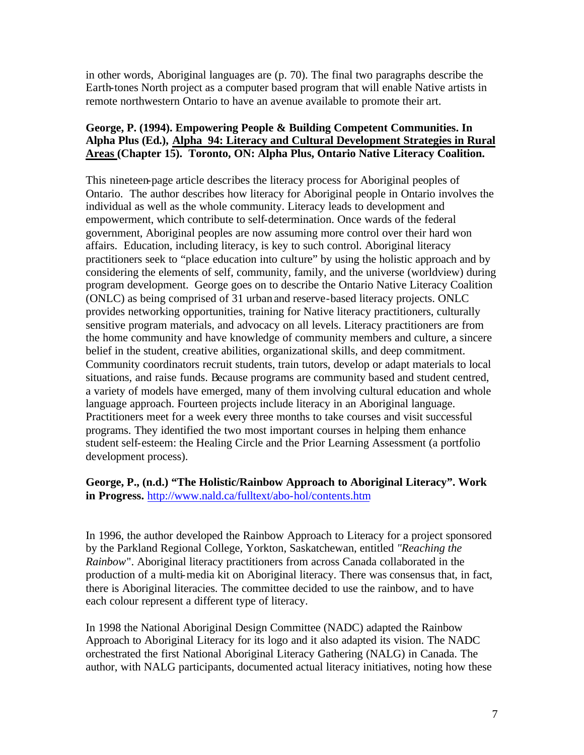in other words, Aboriginal languages are (p. 70). The final two paragraphs describe the Earth-tones North project as a computer based program that will enable Native artists in remote northwestern Ontario to have an avenue available to promote their art.

**George, P. (1994). Empowering People & Building Competent Communities. In Alpha Plus (Ed.), Alpha 94: Literacy and Cultural Development Strategies in Rural Areas (Chapter 15). Toronto, ON: Alpha Plus, Ontario Native Literacy Coalition.**

This nineteen-page article describes the literacy process for Aboriginal peoples of Ontario. The author describes how literacy for Aboriginal people in Ontario involves the individual as well as the whole community. Literacy leads to development and empowerment, which contribute to self-determination. Once wards of the federal government, Aboriginal peoples are now assuming more control over their hard won affairs. Education, including literacy, is key to such control. Aboriginal literacy practitioners seek to "place education into culture" by using the holistic approach and by considering the elements of self, community, family, and the universe (worldview) during program development. George goes on to describe the Ontario Native Literacy Coalition (ONLC) as being comprised of 31 urban and reserve-based literacy projects. ONLC provides networking opportunities, training for Native literacy practitioners, culturally sensitive program materials, and advocacy on all levels. Literacy practitioners are from the home community and have knowledge of community members and culture, a sincere belief in the student, creative abilities, organizational skills, and deep commitment. Community coordinators recruit students, train tutors, develop or adapt materials to local situations, and raise funds. Because programs are community based and student centred, a variety of models have emerged, many of them involving cultural education and whole language approach. Fourteen projects include literacy in an Aboriginal language. Practitioners meet for a week every three months to take courses and visit successful programs. They identified the two most important courses in helping them enhance student self-esteem: the Healing Circle and the Prior Learning Assessment (a portfolio development process).

**George, P., (n.d.) "The Holistic/Rainbow Approach to Aboriginal Literacy". Work in Progress.** http://www.nald.ca/fulltext/abo-hol/contents.htm

In 1996, the author developed the Rainbow Approach to Literacy for a project sponsored by the Parkland Regional College, Yorkton, Saskatchewan, entitled *"Reaching the Rainbow*". Aboriginal literacy practitioners from across Canada collaborated in the production of a multi-media kit on Aboriginal literacy. There was consensus that, in fact, there is Aboriginal literacies. The committee decided to use the rainbow, and to have each colour represent a different type of literacy.

In 1998 the National Aboriginal Design Committee (NADC) adapted the Rainbow Approach to Aboriginal Literacy for its logo and it also adapted its vision. The NADC orchestrated the first National Aboriginal Literacy Gathering (NALG) in Canada. The author, with NALG participants, documented actual literacy initiatives, noting how these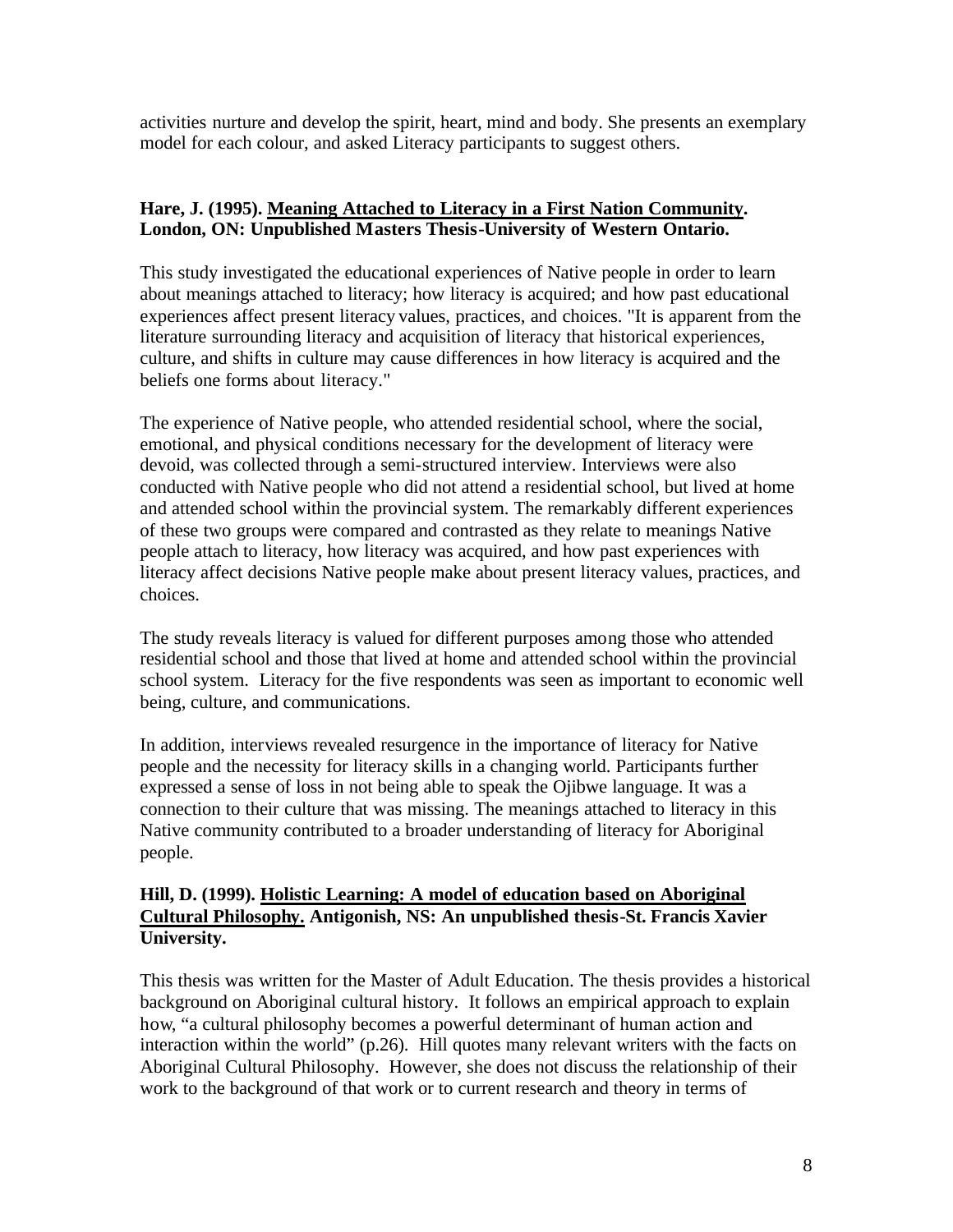activities nurture and develop the spirit, heart, mind and body. She presents an exemplary model for each colour, and asked Literacy participants to suggest others.

**Hare, J. (1995). <u>Meaning Attached to Literacy in a First Nation Community</u>. London, ON: Unpublished Masters Thesis-University of Western Ontario.**

This study investigated the educational experiences of Native people in order to learn about meanings attached to literacy; how literacy is acquired; and how past educational experiences affect present literacy values, practices, and choices. "It is apparent from the literature surrounding literacy and acquisition of literacy that historical experiences, culture, and shifts in culture may cause differences in how literacy is acquired and the beliefs one forms about literacy."

The experience of Native people, who attended residential school, where the social, emotional, and physical conditions necessary for the development of literacy were devoid, was collected through a semi-structured interview. Interviews were also conducted with Native people who did not attend a residential school, but lived at home and attended school within the provincial system. The remarkably different experiences of these two groups were compared and contrasted as they relate to meanings Native people attach to literacy, how literacy was acquired, and how past experiences with literacy affect decisions Native people make about present literacy values, practices, and choices.

The study reveals literacy is valued for different purposes among those who attended residential school and those that lived at home and attended school within the provincial school system. Literacy for the five respondents was seen as important to economic well being, culture, and communications.

In addition, interviews revealed resurgence in the importance of literacy for Native people and the necessity for literacy skills in a changing world. Participants further expressed a sense of loss in not being able to speak the Ojibwe language. It was a connection to their culture that was missing. The meanings attached to literacy in this Native community contributed to a broader understanding of literacy for Aboriginal people.

**Hill, D. (1999). <u>Holistic Learning: A model of education based on Aboriginal Cultural Philosophy.</u> Antigonish, NS: An unpublished thesis-St. Francis Xavier University.**

This thesis was written for the Master of Adult Education. The thesis provides a historical background on Aboriginal cultural history. It follows an empirical approach to explain how, "a cultural philosophy becomes a powerful determinant of human action and interaction within the world" (p.26). Hill quotes many relevant writers with the facts on Aboriginal Cultural Philosophy. However, she does not discuss the relationship of their work to the background of that work or to current research and theory in terms of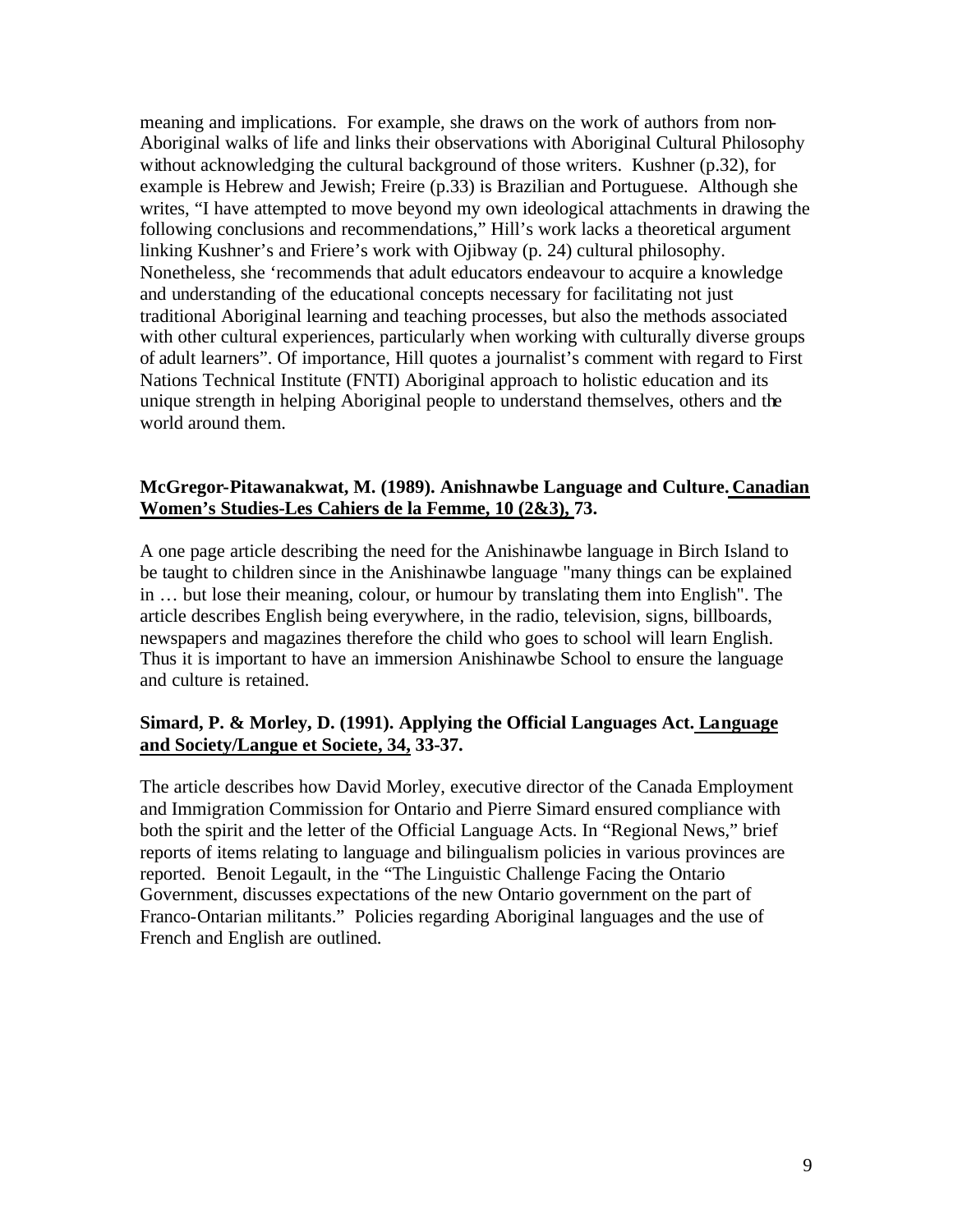meaning and implications. For example, she draws on the work of authors from non-Aboriginal walks of life and links their observations with Aboriginal Cultural Philosophy without acknowledging the cultural background of those writers. Kushner (p.32), for example is Hebrew and Jewish; Freire (p.33) is Brazilian and Portuguese. Although she writes, "I have attempted to move beyond my own ideological attachments in drawing the following conclusions and recommendations," Hill's work lacks a theoretical argument linking Kushner's and Friere's work with Ojibway (p. 24) cultural philosophy. Nonetheless, she 'recommends that adult educators endeavour to acquire a knowledge and understanding of the educational concepts necessary for facilitating not just traditional Aboriginal learning and teaching processes, but also the methods associated with other cultural experiences, particularly when working with culturally diverse groups of adult learners". Of importance, Hill quotes a journalist's comment with regard to First Nations Technical Institute (FNTI) Aboriginal approach to holistic education and its unique strength in helping Aboriginal people to understand themselves, others and the world around them.

**McGregor-Pitawanakwat, M. (1989). Anishnawbe Language and Culture. Canadian Women's Studies-Les Cahiers de la Femme, 10 (2&3), 73.**

A one page article describing the need for the Anishinawbe language in Birch Island to be taught to children since in the Anishinawbe language "many things can be explained in … but lose their meaning, colour, or humour by translating them into English". The article describes English being everywhere, in the radio, television, signs, billboards, newspapers and magazines therefore the child who goes to school will learn English. Thus it is important to have an immersion Anishinawbe School to ensure the language and culture is retained.

**Simard, P. & Morley, D. (1991). Applying the Official Languages Act. Language and Society/Langue et Societe, 34, 33-37.**

The article describes how David Morley, executive director of the Canada Employment and Immigration Commission for Ontario and Pierre Simard ensured compliance with both the spirit and the letter of the Official Language Acts. In "Regional News," brief reports of items relating to language and bilingualism policies in various provinces are reported. Benoit Legault, in the "The Linguistic Challenge Facing the Ontario Government, discusses expectations of the new Ontario government on the part of Franco-Ontarian militants." Policies regarding Aboriginal languages and the use of French and English are outlined.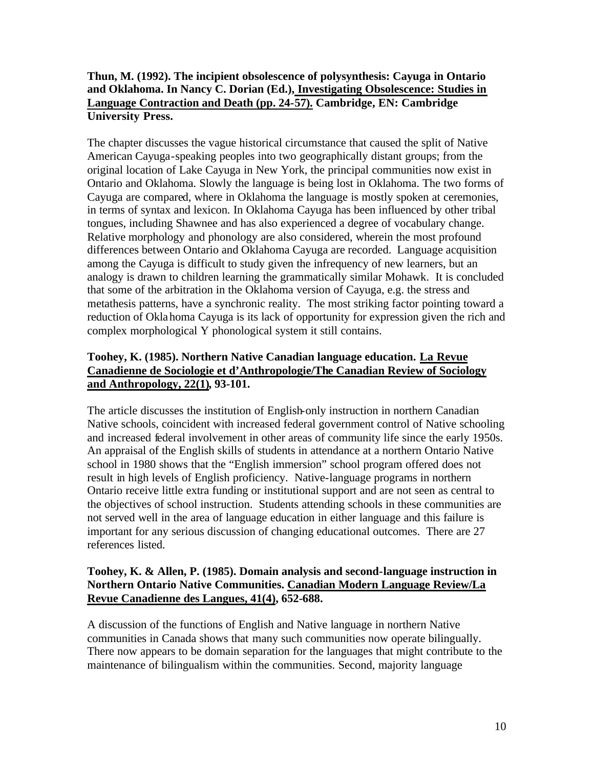**Thun, M. (1992). The incipient obsolescence of polysynthesis: Cayuga in Ontario and Oklahoma. In Nancy C. Dorian (Ed.), Investigating Obsolescence: Studies in Language Contraction and Death (pp. 24-57). Cambridge, EN: Cambridge University Press.**

The chapter discusses the vague historical circumstance that caused the split of Native American Cayuga-speaking peoples into two geographically distant groups; from the original location of Lake Cayuga in New York, the principal communities now exist in Ontario and Oklahoma. Slowly the language is being lost in Oklahoma. The two forms of Cayuga are compared, where in Oklahoma the language is mostly spoken at ceremonies, in terms of syntax and lexicon. In Oklahoma Cayuga has been influenced by other tribal tongues, including Shawnee and has also experienced a degree of vocabulary change. Relative morphology and phonology are also considered, wherein the most profound differences between Ontario and Oklahoma Cayuga are recorded. Language acquisition among the Cayuga is difficult to study given the infrequency of new learners, but an analogy is drawn to children learning the grammatically similar Mohawk. It is concluded that some of the arbitration in the Oklahoma version of Cayuga, e.g. the stress and metathesis patterns, have a synchronic reality. The most striking factor pointing toward a reduction of Oklahoma Cayuga is its lack of opportunity for expression given the rich and complex morphological Y phonological system it still contains.

**Toohey, K. (1985). Northern Native Canadian language education. La Revue Canadienne de Sociologie et d'Anthropologie/The Canadian Review of Sociology and Anthropology, 22(1), 93-101.**

The article discusses the institution of English-only instruction in northern Canadian Native schools, coincident with increased federal government control of Native schooling and increased federal involvement in other areas of community life since the early 1950s. An appraisal of the English skills of students in attendance at a northern Ontario Native school in 1980 shows that the "English immersion" school program offered does not result in high levels of English proficiency. Native-language programs in northern Ontario receive little extra funding or institutional support and are not seen as central to the objectives of school instruction. Students attending schools in these communities are not served well in the area of language education in either language and this failure is important for any serious discussion of changing educational outcomes. There are 27 references listed.

**Toohey, K. & Allen, P. (1985). Domain analysis and second-language instruction in Northern Ontario Native Communities. Canadian Modern Language Review/La Revue Canadienne des Langues, 41(4), 652-688.**

A discussion of the functions of English and Native language in northern Native communities in Canada shows that many such communities now operate bilingually. There now appears to be domain separation for the languages that might contribute to the maintenance of bilingualism within the communities. Second, majority language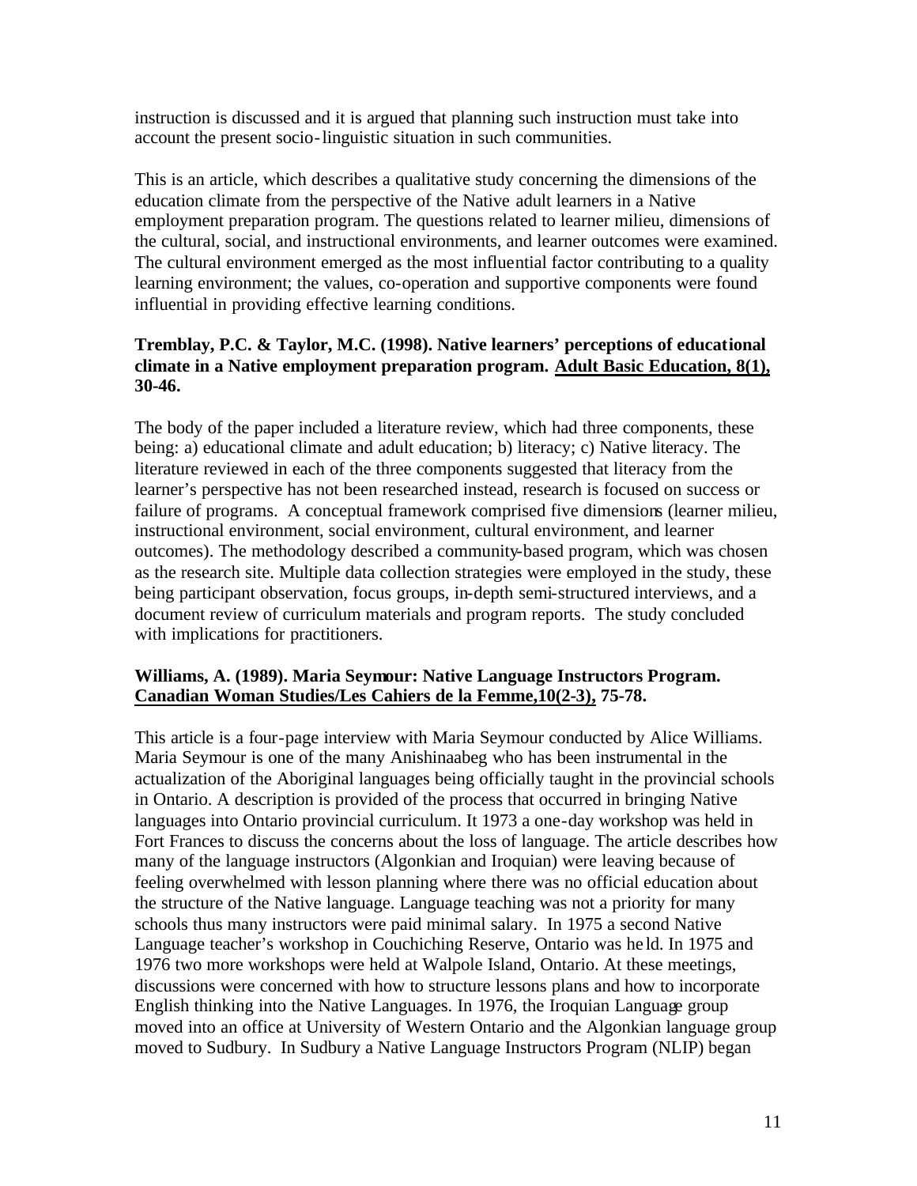instruction is discussed and it is argued that planning such instruction must take into account the present socio-linguistic situation in such communities.

This is an article, which describes a qualitative study concerning the dimensions of the education climate from the perspective of the Native adult learners in a Native employment preparation program. The questions related to learner milieu, dimensions of the cultural, social, and instructional environments, and learner outcomes were examined. The cultural environment emerged as the most influential factor contributing to a quality learning environment; the values, co-operation and supportive components were found influential in providing effective learning conditions.

**Tremblay, P.C. & Taylor, M.C. (1998). Native learners' perceptions of educational climate in a Native employment preparation program. Adult Basic Education, 8(1), 30-46.**

The body of the paper included a literature review, which had three components, these being: a) educational climate and adult education; b) literacy; c) Native literacy. The literature reviewed in each of the three components suggested that literacy from the learner's perspective has not been researched instead, research is focused on success or failure of programs. A conceptual framework comprised five dimensions (learner milieu, instructional environment, social environment, cultural environment, and learner outcomes). The methodology described a community-based program, which was chosen as the research site. Multiple data collection strategies were employed in the study, these being participant observation, focus groups, in-depth semi-structured interviews, and a document review of curriculum materials and program reports. The study concluded with implications for practitioners.

**Williams, A. (1989). Maria Seymour: Native Language Instructors Program. Canadian Woman Studies/Les Cahiers de la Femme,10(2-3), 75-78.**

This article is a four-page interview with Maria Seymour conducted by Alice Williams. Maria Seymour is one of the many Anishinaabeg who has been instrumental in the actualization of the Aboriginal languages being officially taught in the provincial schools in Ontario. A description is provided of the process that occurred in bringing Native languages into Ontario provincial curriculum. It 1973 a one-day workshop was held in Fort Frances to discuss the concerns about the loss of language. The article describes how many of the language instructors (Algonkian and Iroquian) were leaving because of feeling overwhelmed with lesson planning where there was no official education about the structure of the Native language. Language teaching was not a priority for many schools thus many instructors were paid minimal salary. In 1975 a second Native Language teacher's workshop in Couchiching Reserve, Ontario was held. In 1975 and 1976 two more workshops were held at Walpole Island, Ontario. At these meetings, discussions were concerned with how to structure lessons plans and how to incorporate English thinking into the Native Languages. In 1976, the Iroquian Language group moved into an office at University of Western Ontario and the Algonkian language group moved to Sudbury. In Sudbury a Native Language Instructors Program (NLIP) began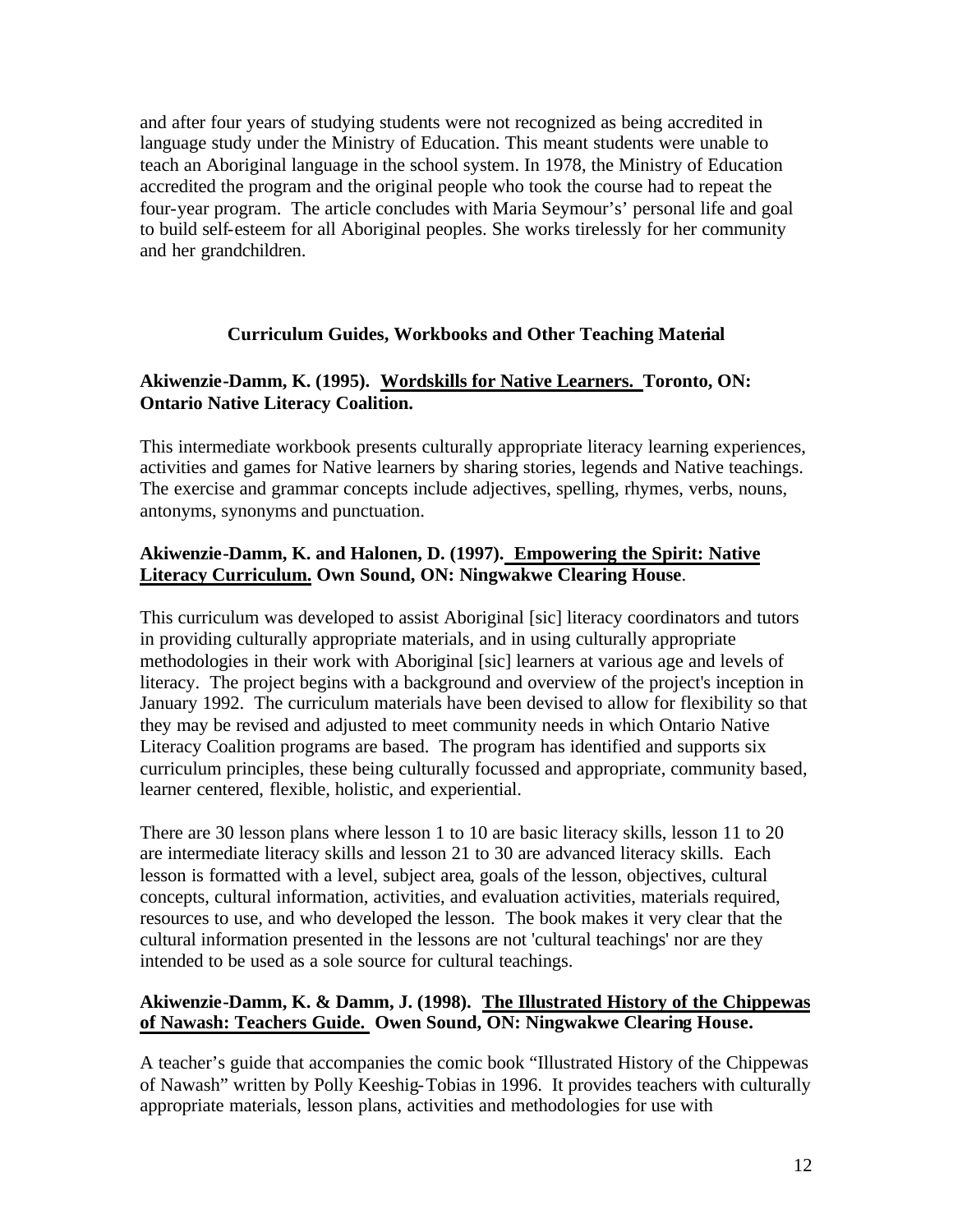and after four years of studying students were not recognized as being accredited in language study under the Ministry of Education. This meant students were unable to teach an Aboriginal language in the school system. In 1978, the Ministry of Education accredited the program and the original people who took the course had to repeat the four-year program. The article concludes with Maria Seymour's' personal life and goal to build self-esteem for all Aboriginal peoples. She works tirelessly for her community and her grandchildren.

## Curriculum Guides, Workbooks and Other Teaching Material

**Akiwenzie-Damm, K. (1995). <u>Wordskills for Native Learners.</u> Toronto, ON: Ontario Native Literacy Coalition.**

This intermediate workbook presents culturally appropriate literacy learning experiences, activities and games for Native learners by sharing stories, legends and Native teachings. The exercise and grammar concepts include adjectives, spelling, rhymes, verbs, nouns, antonyms, synonyms and punctuation.

**Akiwenzie-Damm, K. and Halonen, D. (1997). <u>Empowering the Spirit: Native Literacy Curriculum.</u> Own Sound, ON: Ningwakwe Clearing House**.

This curriculum was developed to assist Aboriginal [sic] literacy coordinators and tutors in providing culturally appropriate materials, and in using culturally appropriate methodologies in their work with Aboriginal [sic] learners at various age and levels of literacy. The project begins with a background and overview of the project's inception in January 1992. The curriculum materials have been devised to allow for flexibility so that they may be revised and adjusted to meet community needs in which Ontario Native Literacy Coalition programs are based. The program has identified and supports six curriculum principles, these being culturally focussed and appropriate, community based, learner centered, flexible, holistic, and experiential.

There are 30 lesson plans where lesson 1 to 10 are basic literacy skills, lesson 11 to 20 are intermediate literacy skills and lesson 21 to 30 are advanced literacy skills. Each lesson is formatted with a level, subject area, goals of the lesson, objectives, cultural concepts, cultural information, activities, and evaluation activities, materials required, resources to use, and who developed the lesson. The book makes it very clear that the cultural information presented in the lessons are not 'cultural teachings' nor are they intended to be used as a sole source for cultural teachings.

**Akiwenzie-Damm, K. & Damm, J. (1998). <u>The Illustrated History of the Chippewas of Nawash: Teachers Guide.</u> Owen Sound, ON: Ningwakwe Clearing House.**

A teacher's guide that accompanies the comic book "Illustrated History of the Chippewas of Nawash" written by Polly Keeshig-Tobias in 1996. It provides teachers with culturally appropriate materials, lesson plans, activities and methodologies for use with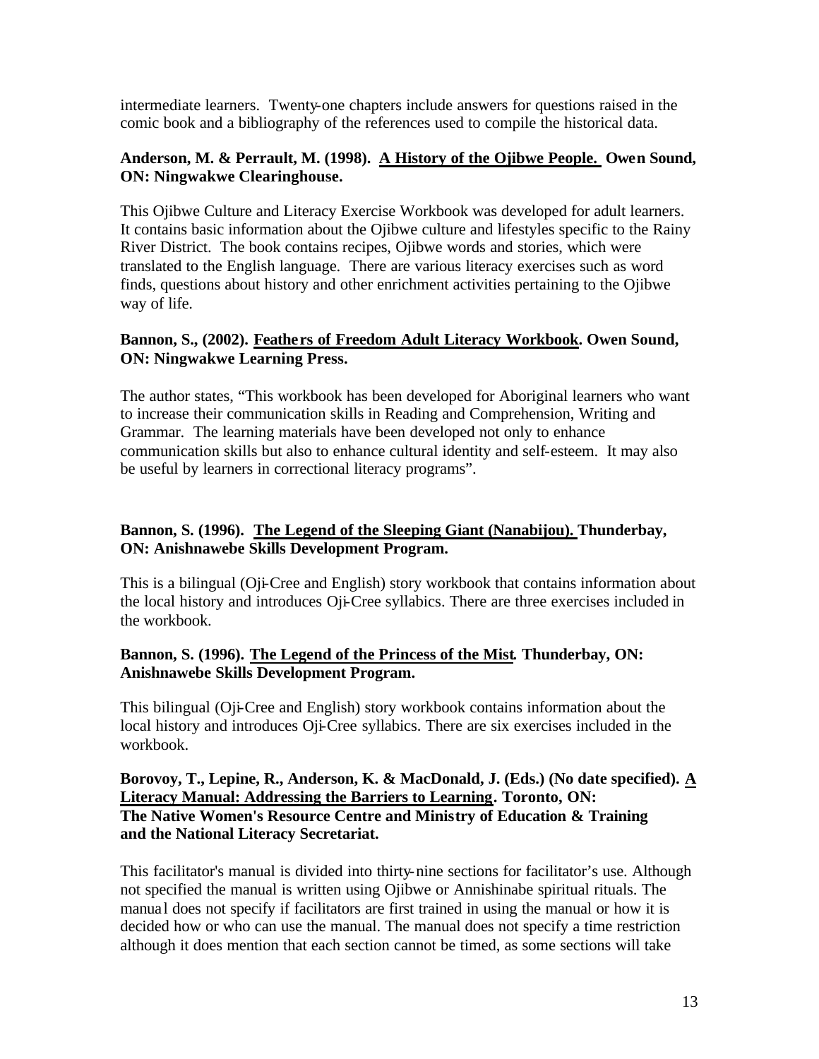intermediate learners. Twenty-one chapters include answers for questions raised in the comic book and a bibliography of the references used to compile the historical data.

**Anderson, M. & Perrault, M. (1998). A History of the Ojibwe People. Owen Sound, ON: Ningwakwe Clearinghouse.**

This Ojibwe Culture and Literacy Exercise Workbook was developed for adult learners. It contains basic information about the Ojibwe culture and lifestyles specific to the Rainy River District. The book contains recipes, Ojibwe words and stories, which were translated to the English language. There are various literacy exercises such as word finds, questions about history and other enrichment activities pertaining to the Ojibwe way of life.

**Bannon, S., (2002). Feathers of Freedom Adult Literacy Workbook. Owen Sound, ON: Ningwakwe Learning Press.**

The author states, "This workbook has been developed for Aboriginal learners who want to increase their communication skills in Reading and Comprehension, Writing and Grammar. The learning materials have been developed not only to enhance communication skills but also to enhance cultural identity and self-esteem. It may also be useful by learners in correctional literacy programs".

**Bannon, S. (1996). The Legend of the Sleeping Giant (Nanabijou). Thunderbay, ON: Anishnawebe Skills Development Program.**

This is a bilingual (Oji-Cree and English) story workbook that contains information about the local history and introduces Oji-Cree syllabics. There are three exercises included in the workbook.

**Bannon, S. (1996). The Legend of the Princess of the Mist. Thunderbay, ON: Anishnawebe Skills Development Program.**

This bilingual (Oji-Cree and English) story workbook contains information about the local history and introduces Oji-Cree syllabics. There are six exercises included in the workbook.

**Borovoy, T., Lepine, R., Anderson, K. & MacDonald, J. (Eds.) (No date specified). A Literacy Manual: Addressing the Barriers to Learning. Toronto, ON: The Native Women's Resource Centre and Ministry of Education & Training and the National Literacy Secretariat.**

This facilitator's manual is divided into thirty-nine sections for facilitator's use. Although not specified the manual is written using Ojibwe or Annishinabe spiritual rituals. The manual does not specify if facilitators are first trained in using the manual or how it is decided how or who can use the manual. The manual does not specify a time restriction although it does mention that each section cannot be timed, as some sections will take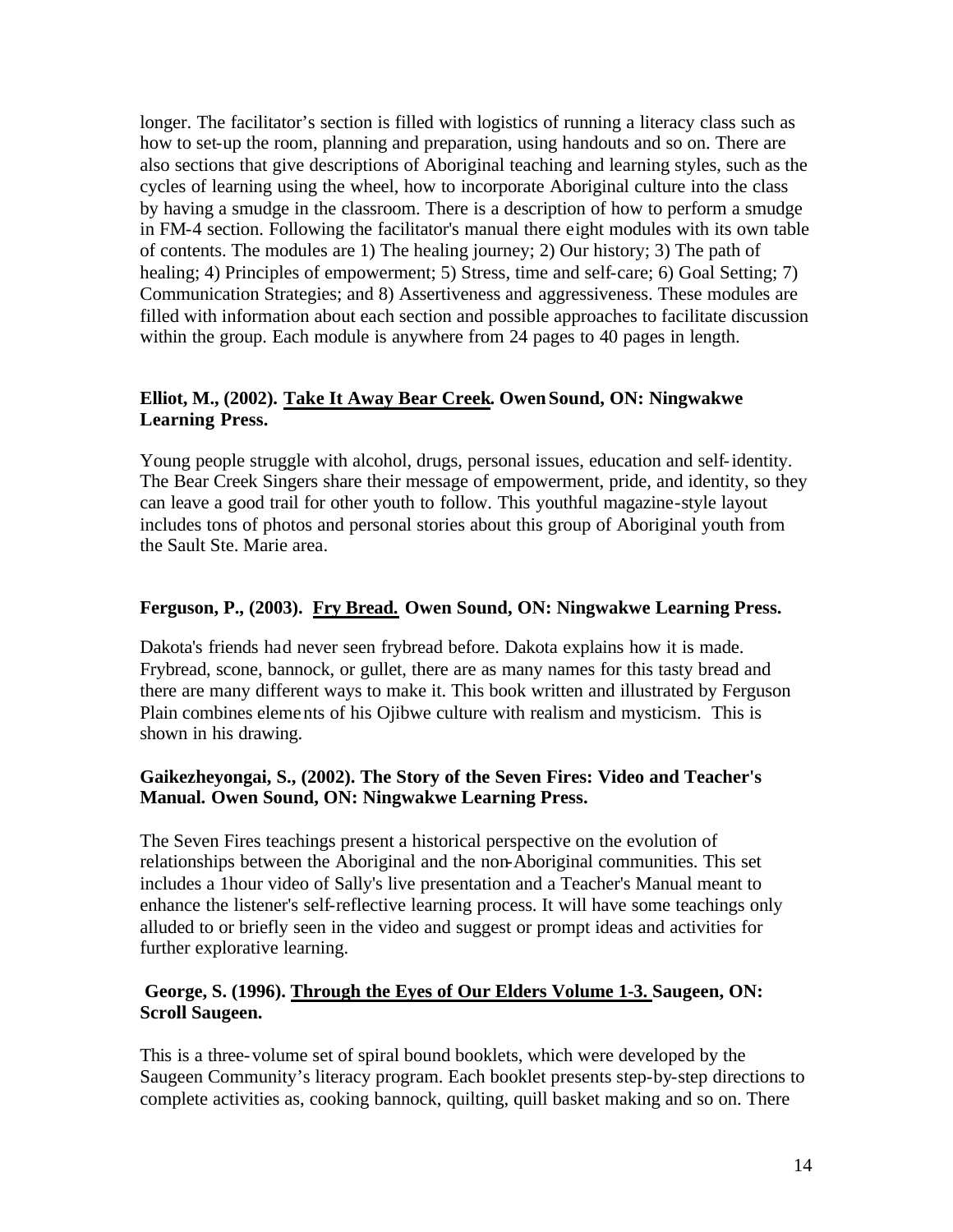longer. The facilitator's section is filled with logistics of running a literacy class such as how to set-up the room, planning and preparation, using handouts and so on. There are also sections that give descriptions of Aboriginal teaching and learning styles, such as the cycles of learning using the wheel, how to incorporate Aboriginal culture into the class by having a smudge in the classroom. There is a description of how to perform a smudge in FM-4 section. Following the facilitator's manual there eight modules with its own table of contents. The modules are 1) The healing journey; 2) Our history; 3) The path of healing; 4) Principles of empowerment; 5) Stress, time and self-care; 6) Goal Setting; 7) Communication Strategies; and 8) Assertiveness and aggressiveness. These modules are filled with information about each section and possible approaches to facilitate discussion within the group. Each module is anywhere from 24 pages to 40 pages in length.

**Elliot, M., (2002). <u>Take It Away Bear Creek</u>. Owen Sound, ON: Ningwakwe Learning Press.**

Young people struggle with alcohol, drugs, personal issues, education and self-identity. The Bear Creek Singers share their message of empowerment, pride, and identity, so they can leave a good trail for other youth to follow. This youthful magazine-style layout includes tons of photos and personal stories about this group of Aboriginal youth from the Sault Ste. Marie area.

**Ferguson, P., (2003). <u>Fry Bread.</u> Owen Sound, ON: Ningwakwe Learning Press.**

Dakota's friends had never seen frybread before. Dakota explains how it is made. Frybread, scone, bannock, or gullet, there are as many names for this tasty bread and there are many different ways to make it. This book written and illustrated by Ferguson Plain combines elements of his Ojibwe culture with realism and mysticism. This is shown in his drawing.

**Gaikezheyongai, S., (2002). The Story of the Seven Fires: Video and Teacher's Manual. Owen Sound, ON: Ningwakwe Learning Press.**

The Seven Fires teachings present a historical perspective on the evolution of relationships between the Aboriginal and the non-Aboriginal communities. This set includes a 1hour video of Sally's live presentation and a Teacher's Manual meant to enhance the listener's self-reflective learning process. It will have some teachings only alluded to or briefly seen in the video and suggest or prompt ideas and activities for further explorative learning.

**George, S. (1996). <u>Through the Eyes of Our Elders Volume 1-3.</u> Saugeen, ON: Scroll Saugeen.**

This is a three-volume set of spiral bound booklets, which were developed by the Saugeen Community's literacy program. Each booklet presents step-by-step directions to complete activities as, cooking bannock, quilting, quill basket making and so on. There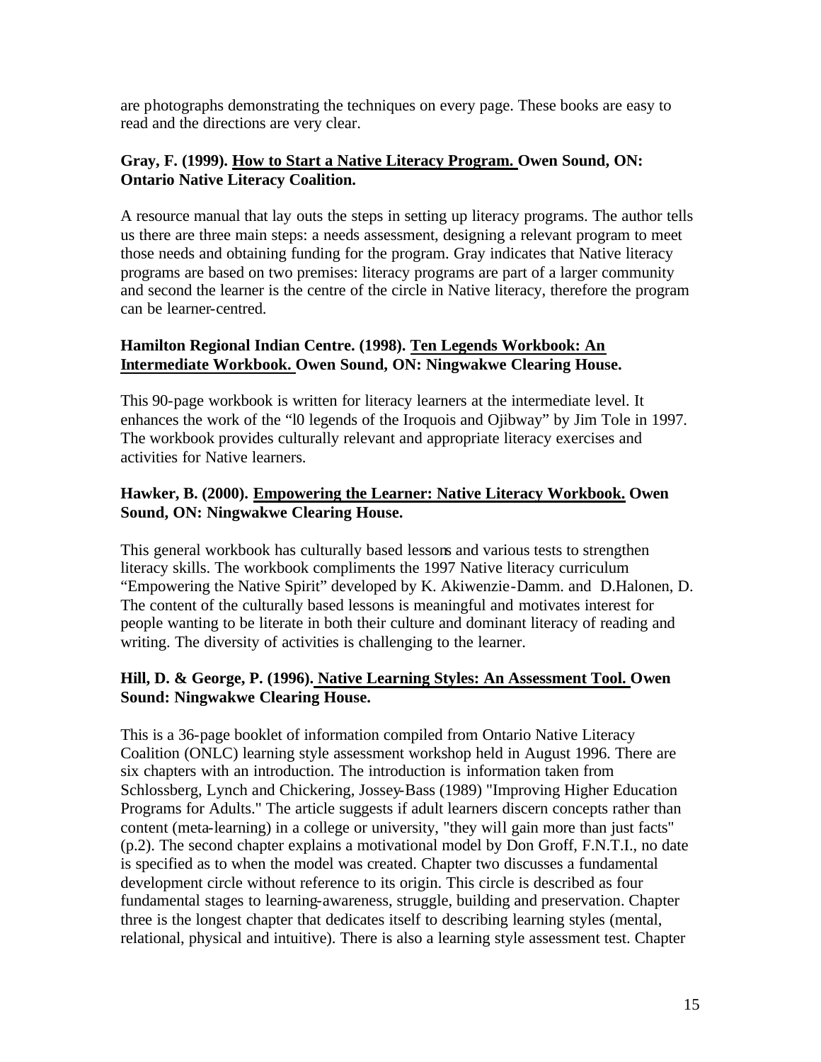are photographs demonstrating the techniques on every page. These books are easy to read and the directions are very clear.

**Gray, F. (1999). How to Start a Native Literacy Program. Owen Sound, ON: Ontario Native Literacy Coalition.**

A resource manual that lay outs the steps in setting up literacy programs. The author tells us there are three main steps: a needs assessment, designing a relevant program to meet those needs and obtaining funding for the program. Gray indicates that Native literacy programs are based on two premises: literacy programs are part of a larger community and second the learner is the centre of the circle in Native literacy, therefore the program can be learner-centred.

**Hamilton Regional Indian Centre. (1998). Ten Legends Workbook: An Intermediate Workbook. Owen Sound, ON: Ningwakwe Clearing House.**

This 90-page workbook is written for literacy learners at the intermediate level. It enhances the work of the "l0 legends of the Iroquois and Ojibway" by Jim Tole in 1997. The workbook provides culturally relevant and appropriate literacy exercises and activities for Native learners.

**Hawker, B. (2000). Empowering the Learner: Native Literacy Workbook. Owen Sound, ON: Ningwakwe Clearing House.**

This general workbook has culturally based lessons and various tests to strengthen literacy skills. The workbook compliments the 1997 Native literacy curriculum "Empowering the Native Spirit" developed by K. Akiwenzie-Damm. and D.Halonen, D. The content of the culturally based lessons is meaningful and motivates interest for people wanting to be literate in both their culture and dominant literacy of reading and writing. The diversity of activities is challenging to the learner.

**Hill, D. & George, P. (1996). Native Learning Styles: An Assessment Tool. Owen Sound: Ningwakwe Clearing House.**

This is a 36-page booklet of information compiled from Ontario Native Literacy Coalition (ONLC) learning style assessment workshop held in August 1996. There are six chapters with an introduction. The introduction is information taken from Schlossberg, Lynch and Chickering, Jossey-Bass (1989) "Improving Higher Education Programs for Adults." The article suggests if adult learners discern concepts rather than content (meta-learning) in a college or university, "they will gain more than just facts" (p.2). The second chapter explains a motivational model by Don Groff, F.N.T.I., no date is specified as to when the model was created. Chapter two discusses a fundamental development circle without reference to its origin. This circle is described as four fundamental stages to learning-awareness, struggle, building and preservation. Chapter three is the longest chapter that dedicates itself to describing learning styles (mental, relational, physical and intuitive). There is also a learning style assessment test. Chapter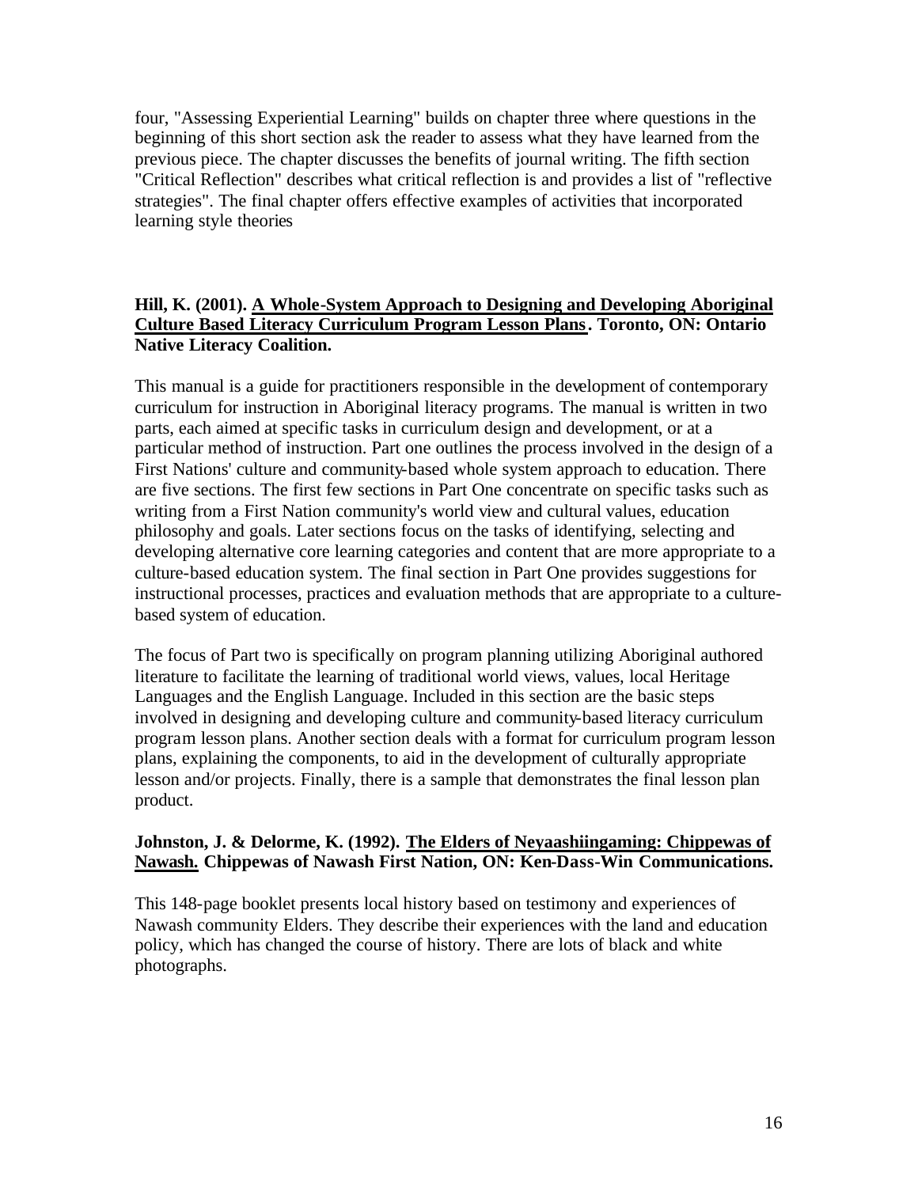four, "Assessing Experiential Learning" builds on chapter three where questions in the beginning of this short section ask the reader to assess what they have learned from the previous piece. The chapter discusses the benefits of journal writing. The fifth section "Critical Reflection" describes what critical reflection is and provides a list of "reflective strategies". The final chapter offers effective examples of activities that incorporated learning style theories

**Hill, K. (2001). A Whole-System Approach to Designing and Developing Aboriginal Culture Based Literacy Curriculum Program Lesson Plans. Toronto, ON: Ontario Native Literacy Coalition.**

This manual is a guide for practitioners responsible in the development of contemporary curriculum for instruction in Aboriginal literacy programs. The manual is written in two parts, each aimed at specific tasks in curriculum design and development, or at a particular method of instruction. Part one outlines the process involved in the design of a First Nations' culture and community-based whole system approach to education. There are five sections. The first few sections in Part One concentrate on specific tasks such as writing from a First Nation community's world view and cultural values, education philosophy and goals. Later sections focus on the tasks of identifying, selecting and developing alternative core learning categories and content that are more appropriate to a culture-based education system. The final section in Part One provides suggestions for instructional processes, practices and evaluation methods that are appropriate to a culture-based system of education.

The focus of Part two is specifically on program planning utilizing Aboriginal authored literature to facilitate the learning of traditional world views, values, local Heritage Languages and the English Language. Included in this section are the basic steps involved in designing and developing culture and community-based literacy curriculum program lesson plans. Another section deals with a format for curriculum program lesson plans, explaining the components, to aid in the development of culturally appropriate lesson and/or projects. Finally, there is a sample that demonstrates the final lesson plan product.

**Johnston, J. & Delorme, K. (1992). The Elders of Neyaashiingaming: Chippewas of Nawash. Chippewas of Nawash First Nation, ON: Ken-Dass-Win Communications.**

This 148-page booklet presents local history based on testimony and experiences of Nawash community Elders. They describe their experiences with the land and education policy, which has changed the course of history. There are lots of black and white photographs.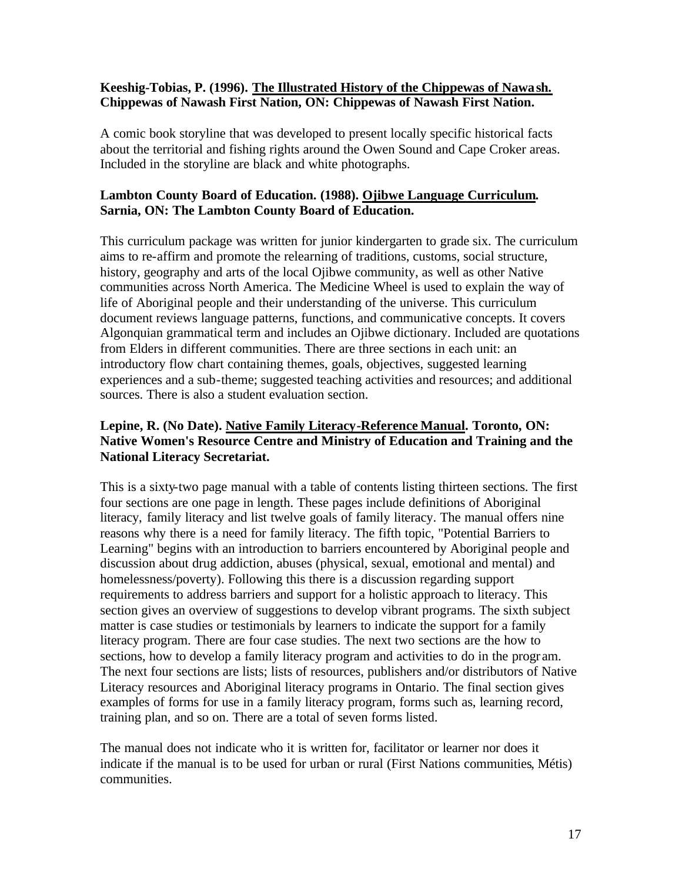**Keeshig-Tobias, P. (1996). The Illustrated History of the Chippewas of Nawash. Chippewas of Nawash First Nation, ON: Chippewas of Nawash First Nation.**

A comic book storyline that was developed to present locally specific historical facts about the territorial and fishing rights around the Owen Sound and Cape Croker areas. Included in the storyline are black and white photographs.

**Lambton County Board of Education. (1988). Ojibwe Language Curriculum. Sarnia, ON: The Lambton County Board of Education.**

This curriculum package was written for junior kindergarten to grade six. The curriculum aims to re-affirm and promote the relearning of traditions, customs, social structure, history, geography and arts of the local Ojibwe community, as well as other Native communities across North America. The Medicine Wheel is used to explain the way of life of Aboriginal people and their understanding of the universe. This curriculum document reviews language patterns, functions, and communicative concepts. It covers Algonquian grammatical term and includes an Ojibwe dictionary. Included are quotations from Elders in different communities. There are three sections in each unit: an introductory flow chart containing themes, goals, objectives, suggested learning experiences and a sub-theme; suggested teaching activities and resources; and additional sources. There is also a student evaluation section.

**Lepine, R. (No Date). Native Family Literacy-Reference Manual. Toronto, ON: Native Women's Resource Centre and Ministry of Education and Training and the National Literacy Secretariat.**

This is a sixty-two page manual with a table of contents listing thirteen sections. The first four sections are one page in length. These pages include definitions of Aboriginal literacy, family literacy and list twelve goals of family literacy. The manual offers nine reasons why there is a need for family literacy. The fifth topic, "Potential Barriers to Learning" begins with an introduction to barriers encountered by Aboriginal people and discussion about drug addiction, abuses (physical, sexual, emotional and mental) and homelessness/poverty). Following this there is a discussion regarding support requirements to address barriers and support for a holistic approach to literacy. This section gives an overview of suggestions to develop vibrant programs. The sixth subject matter is case studies or testimonials by learners to indicate the support for a family literacy program. There are four case studies. The next two sections are the how to sections, how to develop a family literacy program and activities to do in the program. The next four sections are lists; lists of resources, publishers and/or distributors of Native Literacy resources and Aboriginal literacy programs in Ontario. The final section gives examples of forms for use in a family literacy program, forms such as, learning record, training plan, and so on. There are a total of seven forms listed.

The manual does not indicate who it is written for, facilitator or learner nor does it indicate if the manual is to be used for urban or rural (First Nations communities, Métis) communities.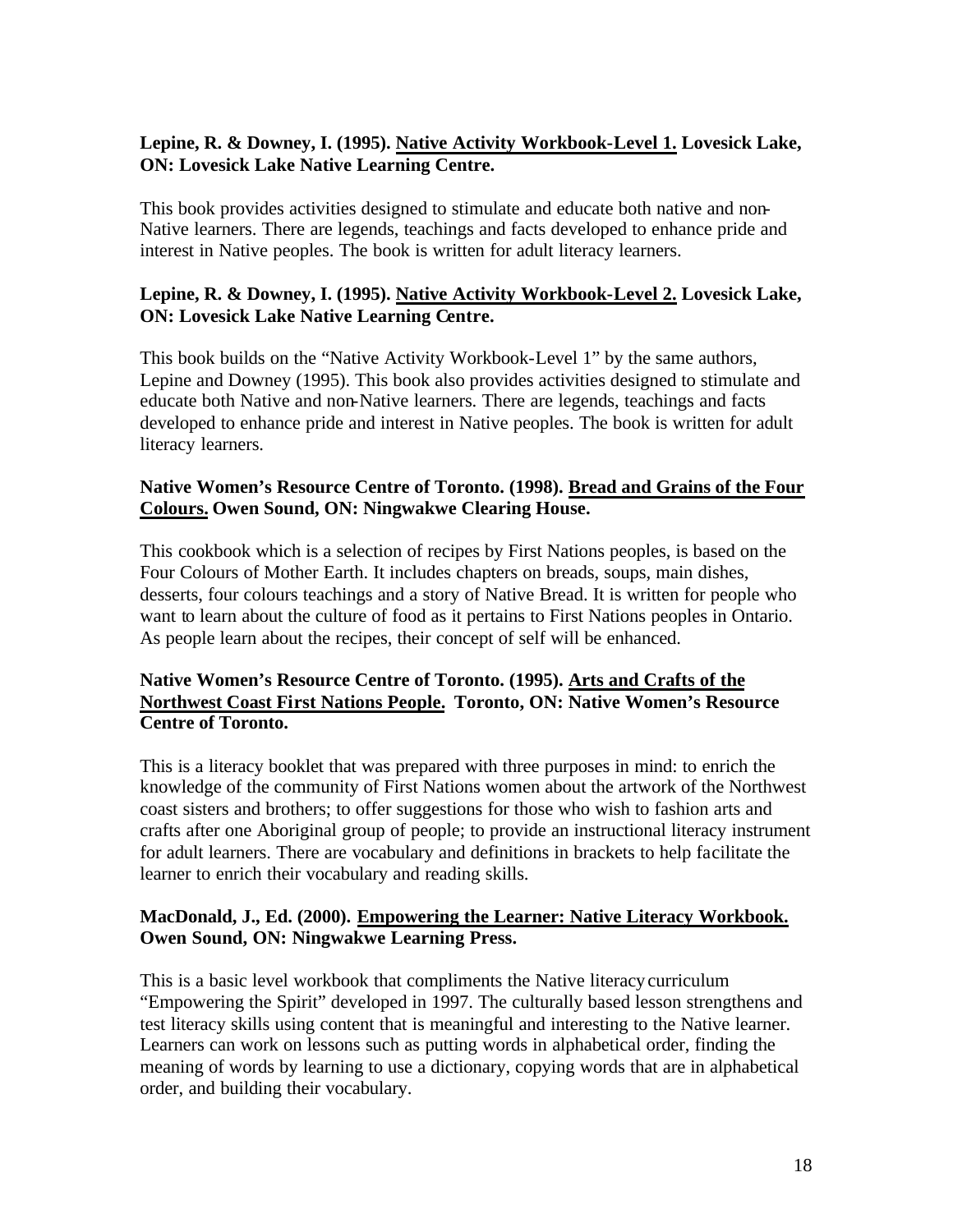**Lepine, R. & Downey, I. (1995). <u>Native Activity Workbook-Level 1.</u> Lovesick Lake, ON: Lovesick Lake Native Learning Centre.**

This book provides activities designed to stimulate and educate both native and non-Native learners. There are legends, teachings and facts developed to enhance pride and interest in Native peoples. The book is written for adult literacy learners.

**Lepine, R. & Downey, I. (1995). <u>Native Activity Workbook-Level 2.</u> Lovesick Lake, ON: Lovesick Lake Native Learning Centre.**

This book builds on the "Native Activity Workbook-Level 1" by the same authors, Lepine and Downey (1995). This book also provides activities designed to stimulate and educate both Native and non-Native learners. There are legends, teachings and facts developed to enhance pride and interest in Native peoples. The book is written for adult literacy learners.

**Native Women's Resource Centre of Toronto. (1998). <u>Bread and Grains of the Four Colours.</u> Owen Sound, ON: Ningwakwe Clearing House.**

This cookbook which is a selection of recipes by First Nations peoples, is based on the Four Colours of Mother Earth. It includes chapters on breads, soups, main dishes, desserts, four colours teachings and a story of Native Bread. It is written for people who want to learn about the culture of food as it pertains to First Nations peoples in Ontario. As people learn about the recipes, their concept of self will be enhanced.

**Native Women's Resource Centre of Toronto. (1995). <u>Arts and Crafts of the Northwest Coast First Nations People.</u> Toronto, ON: Native Women's Resource Centre of Toronto.**

This is a literacy booklet that was prepared with three purposes in mind: to enrich the knowledge of the community of First Nations women about the artwork of the Northwest coast sisters and brothers; to offer suggestions for those who wish to fashion arts and crafts after one Aboriginal group of people; to provide an instructional literacy instrument for adult learners. There are vocabulary and definitions in brackets to help facilitate the learner to enrich their vocabulary and reading skills.

**MacDonald, J., Ed. (2000). <u>Empowering the Learner: Native Literacy Workbook.</u> Owen Sound, ON: Ningwakwe Learning Press.**

This is a basic level workbook that compliments the Native literacy curriculum "Empowering the Spirit" developed in 1997. The culturally based lesson strengthens and test literacy skills using content that is meaningful and interesting to the Native learner. Learners can work on lessons such as putting words in alphabetical order, finding the meaning of words by learning to use a dictionary, copying words that are in alphabetical order, and building their vocabulary.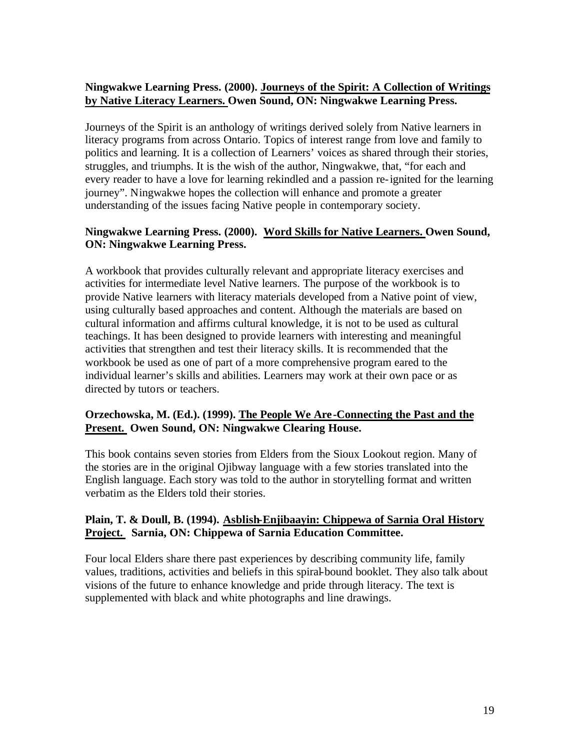**Ningwakwe Learning Press. (2000). Journeys of the Spirit: A Collection of Writings by Native Literacy Learners. Owen Sound, ON: Ningwakwe Learning Press.**

Journeys of the Spirit is an anthology of writings derived solely from Native learners in literacy programs from across Ontario. Topics of interest range from love and family to politics and learning. It is a collection of Learners' voices as shared through their stories, struggles, and triumphs. It is the wish of the author, Ningwakwe, that, "for each and every reader to have a love for learning rekindled and a passion re-ignited for the learning journey". Ningwakwe hopes the collection will enhance and promote a greater understanding of the issues facing Native people in contemporary society.

**Ningwakwe Learning Press. (2000). Word Skills for Native Learners. Owen Sound, ON: Ningwakwe Learning Press.**

A workbook that provides culturally relevant and appropriate literacy exercises and activities for intermediate level Native learners. The purpose of the workbook is to provide Native learners with literacy materials developed from a Native point of view, using culturally based approaches and content. Although the materials are based on cultural information and affirms cultural knowledge, it is not to be used as cultural teachings. It has been designed to provide learners with interesting and meaningful activities that strengthen and test their literacy skills. It is recommended that the workbook be used as one of part of a more comprehensive program eared to the individual learner's skills and abilities. Learners may work at their own pace or as directed by tutors or teachers.

**Orzechowska, M. (Ed.). (1999). The People We Are-Connecting the Past and the Present. Owen Sound, ON: Ningwakwe Clearing House.**

This book contains seven stories from Elders from the Sioux Lookout region. Many of the stories are in the original Ojibway language with a few stories translated into the English language. Each story was told to the author in storytelling format and written verbatim as the Elders told their stories.

**Plain, T. & Doull, B. (1994). Asblish-Enjibaayin: Chippewa of Sarnia Oral History Project. Sarnia, ON: Chippewa of Sarnia Education Committee.**

Four local Elders share there past experiences by describing community life, family values, traditions, activities and beliefs in this spiral-bound booklet. They also talk about visions of the future to enhance knowledge and pride through literacy. The text is supplemented with black and white photographs and line drawings.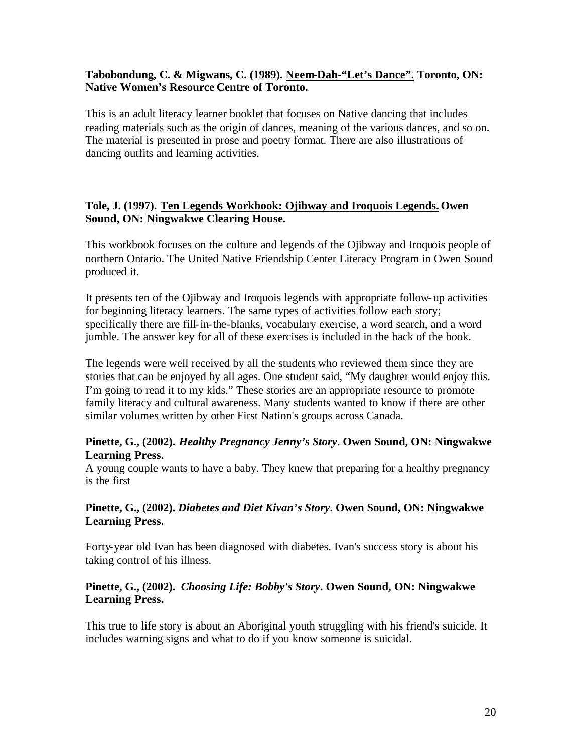**Tabobondung, C. & Migwans, C. (1989). <u>Neem-Dah-“Let’s Dance”.</u> Toronto, ON: Native Women’s Resource Centre of Toronto.**

This is an adult literacy learner booklet that focuses on Native dancing that includes reading materials such as the origin of dances, meaning of the various dances, and so on. The material is presented in prose and poetry format. There are also illustrations of dancing outfits and learning activities.

**Tole, J. (1997). <u>Ten Legends Workbook: Ojibway and Iroquois Legends.</u> Owen Sound, ON: Ningwakwe Clearing House.**

This workbook focuses on the culture and legends of the Ojibway and Iroquois people of northern Ontario. The United Native Friendship Center Literacy Program in Owen Sound produced it.

It presents ten of the Ojibway and Iroquois legends with appropriate follow-up activities for beginning literacy learners. The same types of activities follow each story; specifically there are fill-in-the-blanks, vocabulary exercise, a word search, and a word jumble. The answer key for all of these exercises is included in the back of the book.

The legends were well received by all the students who reviewed them since they are stories that can be enjoyed by all ages. One student said, “My daughter would enjoy this. I’m going to read it to my kids.” These stories are an appropriate resource to promote family literacy and cultural awareness. Many students wanted to know if there are other similar volumes written by other First Nation's groups across Canada.

**Pinette, G., (2002). *Healthy Pregnancy Jenny’s Story*. Owen Sound, ON: Ningwakwe Learning Press.**
A young couple wants to have a baby. They knew that preparing for a healthy pregnancy is the first

**Pinette, G., (2002). *Diabetes and Diet Kivan’s Story*. Owen Sound, ON: Ningwakwe Learning Press.**

Forty-year old Ivan has been diagnosed with diabetes. Ivan's success story is about his taking control of his illness.

**Pinette, G., (2002). *Choosing Life: Bobby's Story*. Owen Sound, ON: Ningwakwe Learning Press.**

This true to life story is about an Aboriginal youth struggling with his friend's suicide. It includes warning signs and what to do if you know someone is suicidal.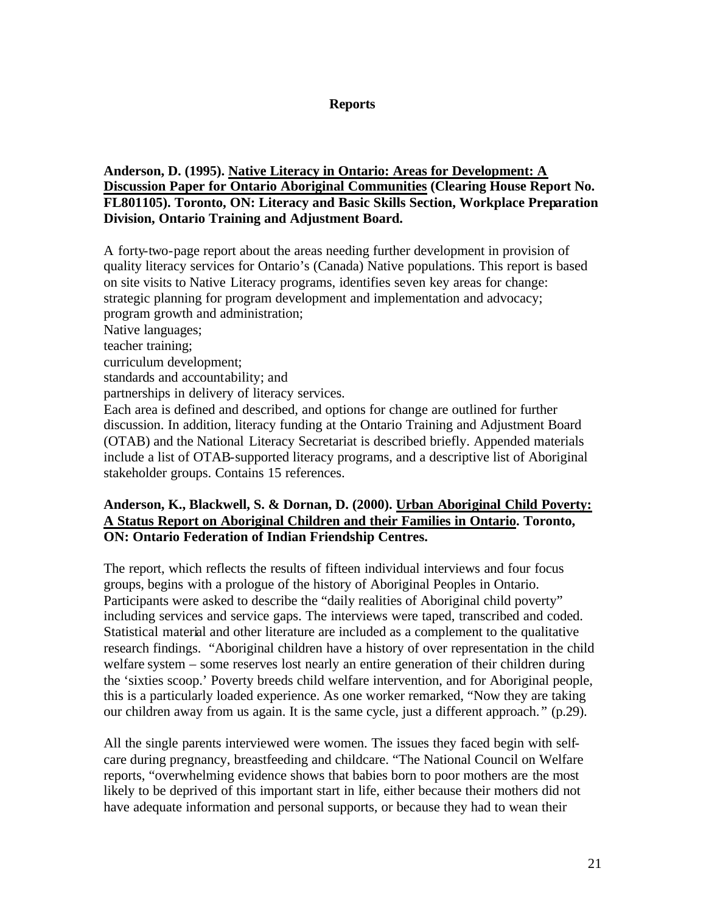## Reports

**Anderson, D. (1995). <u>Native Literacy in Ontario: Areas for Development: A Discussion Paper for Ontario Aboriginal Communities</u> (Clearing House Report No. FL801105). Toronto, ON: Literacy and Basic Skills Section, Workplace Preparation Division, Ontario Training and Adjustment Board.**

A forty-two-page report about the areas needing further development in provision of quality literacy services for Ontario's (Canada) Native populations. This report is based on site visits to Native Literacy programs, identifies seven key areas for change: strategic planning for program development and implementation and advocacy;
program growth and administration;
Native languages;
teacher training;
curriculum development;
standards and accountability; and
partnerships in delivery of literacy services.
Each area is defined and described, and options for change are outlined for further discussion. In addition, literacy funding at the Ontario Training and Adjustment Board (OTAB) and the National Literacy Secretariat is described briefly. Appended materials include a list of OTAB-supported literacy programs, and a descriptive list of Aboriginal stakeholder groups. Contains 15 references.

**Anderson, K., Blackwell, S. & Dornan, D. (2000). <u>Urban Aboriginal Child Poverty: A Status Report on Aboriginal Children and their Families in Ontario</u>. Toronto, ON: Ontario Federation of Indian Friendship Centres.**

The report, which reflects the results of fifteen individual interviews and four focus groups, begins with a prologue of the history of Aboriginal Peoples in Ontario. Participants were asked to describe the "daily realities of Aboriginal child poverty" including services and service gaps. The interviews were taped, transcribed and coded. Statistical material and other literature are included as a complement to the qualitative research findings. "Aboriginal children have a history of over representation in the child welfare system – some reserves lost nearly an entire generation of their children during the 'sixties scoop.' Poverty breeds child welfare intervention, and for Aboriginal people, this is a particularly loaded experience. As one worker remarked, "Now they are taking our children away from us again. It is the same cycle, just a different approach." (p.29).

All the single parents interviewed were women. The issues they faced begin with self-care during pregnancy, breastfeeding and childcare. "The National Council on Welfare reports, "overwhelming evidence shows that babies born to poor mothers are the most likely to be deprived of this important start in life, either because their mothers did not have adequate information and personal supports, or because they had to wean their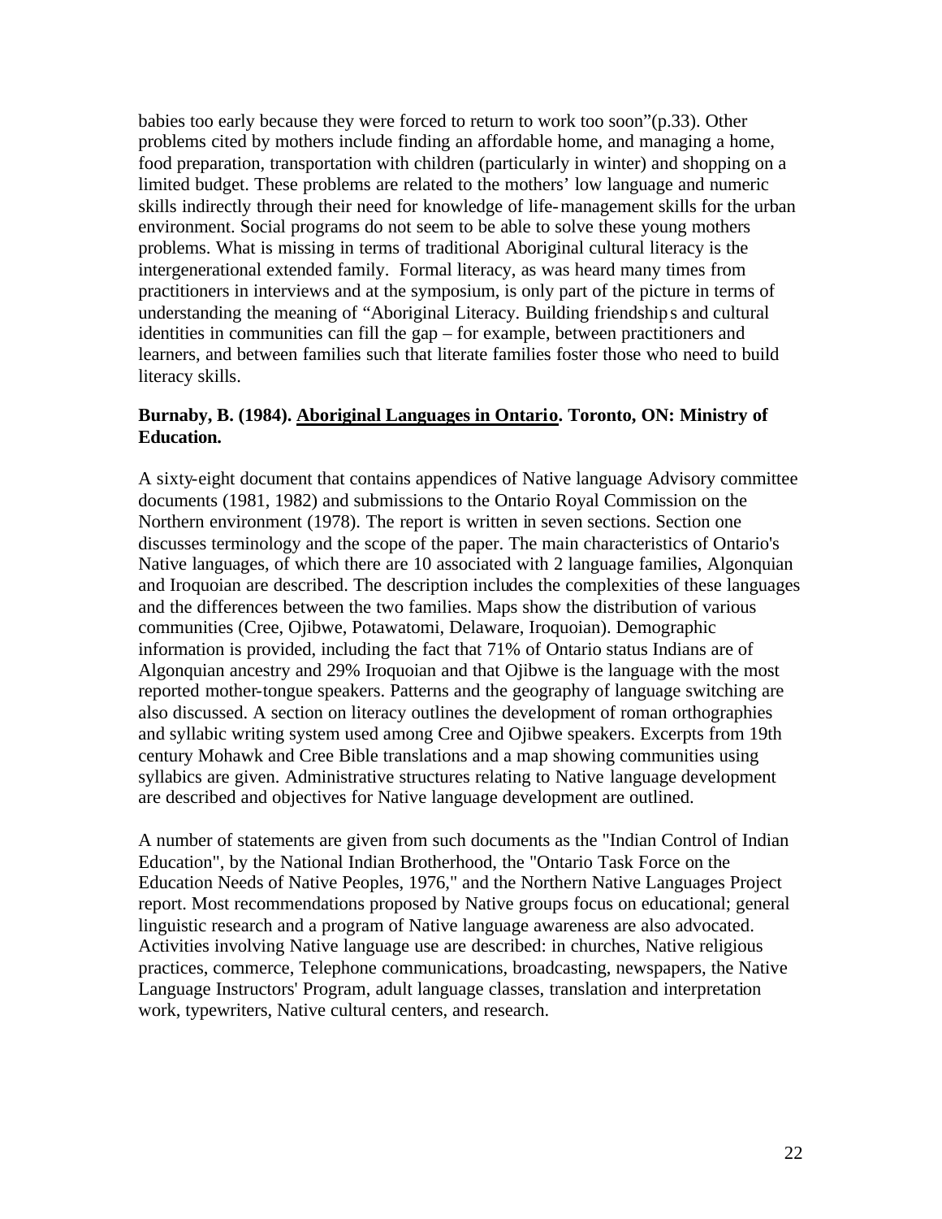babies too early because they were forced to return to work too soon"(p.33). Other problems cited by mothers include finding an affordable home, and managing a home, food preparation, transportation with children (particularly in winter) and shopping on a limited budget. These problems are related to the mothers' low language and numeric skills indirectly through their need for knowledge of life-management skills for the urban environment. Social programs do not seem to be able to solve these young mothers problems. What is missing in terms of traditional Aboriginal cultural literacy is the intergenerational extended family. Formal literacy, as was heard many times from practitioners in interviews and at the symposium, is only part of the picture in terms of understanding the meaning of "Aboriginal Literacy. Building friendships and cultural identities in communities can fill the gap – for example, between practitioners and learners, and between families such that literate families foster those who need to build literacy skills.

**Burnaby, B. (1984). <u>Aboriginal Languages in Ontario</u>. Toronto, ON: Ministry of Education.**

A sixty-eight document that contains appendices of Native language Advisory committee documents (1981, 1982) and submissions to the Ontario Royal Commission on the Northern environment (1978). The report is written in seven sections. Section one discusses terminology and the scope of the paper. The main characteristics of Ontario's Native languages, of which there are 10 associated with 2 language families, Algonquian and Iroquoian are described. The description includes the complexities of these languages and the differences between the two families. Maps show the distribution of various communities (Cree, Ojibwe, Potawatomi, Delaware, Iroquoian). Demographic information is provided, including the fact that 71% of Ontario status Indians are of Algonquian ancestry and 29% Iroquoian and that Ojibwe is the language with the most reported mother-tongue speakers. Patterns and the geography of language switching are also discussed. A section on literacy outlines the development of roman orthographies and syllabic writing system used among Cree and Ojibwe speakers. Excerpts from 19th century Mohawk and Cree Bible translations and a map showing communities using syllabics are given. Administrative structures relating to Native language development are described and objectives for Native language development are outlined.

A number of statements are given from such documents as the "Indian Control of Indian Education", by the National Indian Brotherhood, the "Ontario Task Force on the Education Needs of Native Peoples, 1976," and the Northern Native Languages Project report. Most recommendations proposed by Native groups focus on educational; general linguistic research and a program of Native language awareness are also advocated. Activities involving Native language use are described: in churches, Native religious practices, commerce, Telephone communications, broadcasting, newspapers, the Native Language Instructors' Program, adult language classes, translation and interpretation work, typewriters, Native cultural centers, and research.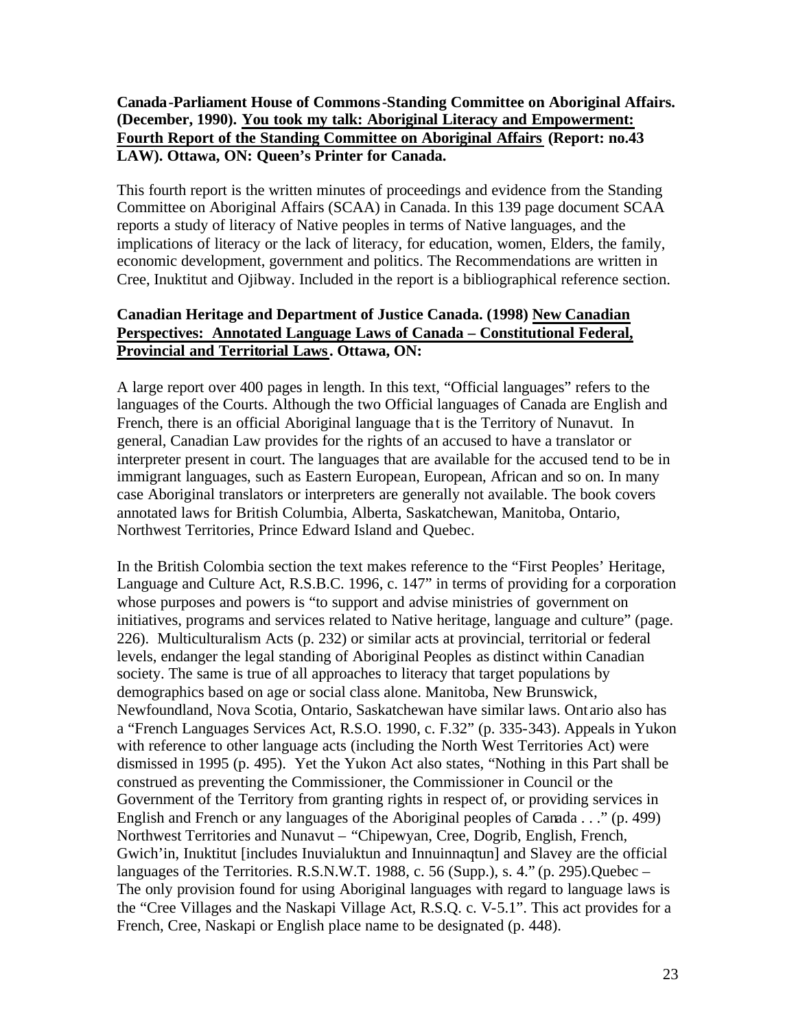**Canada-Parliament House of Commons-Standing Committee on Aboriginal Affairs. (December, 1990). <u>You took my talk: Aboriginal Literacy and Empowerment: Fourth Report of the Standing Committee on Aboriginal Affairs</u> (Report: no.43 LAW). Ottawa, ON: Queen's Printer for Canada.**

This fourth report is the written minutes of proceedings and evidence from the Standing Committee on Aboriginal Affairs (SCAA) in Canada. In this 139 page document SCAA reports a study of literacy of Native peoples in terms of Native languages, and the implications of literacy or the lack of literacy, for education, women, Elders, the family, economic development, government and politics. The Recommendations are written in Cree, Inuktitut and Ojibway. Included in the report is a bibliographical reference section.

**Canadian Heritage and Department of Justice Canada. (1998) <u>New Canadian Perspectives: Annotated Language Laws of Canada – Constitutional Federal, Provincial and Territorial Laws</u>. Ottawa, ON:**

A large report over 400 pages in length. In this text, "Official languages" refers to the languages of the Courts. Although the two Official languages of Canada are English and French, there is an official Aboriginal language that is the Territory of Nunavut. In general, Canadian Law provides for the rights of an accused to have a translator or interpreter present in court. The languages that are available for the accused tend to be in immigrant languages, such as Eastern European, European, African and so on. In many case Aboriginal translators or interpreters are generally not available. The book covers annotated laws for British Columbia, Alberta, Saskatchewan, Manitoba, Ontario, Northwest Territories, Prince Edward Island and Quebec.

In the British Colombia section the text makes reference to the "First Peoples' Heritage, Language and Culture Act, R.S.B.C. 1996, c. 147" in terms of providing for a corporation whose purposes and powers is "to support and advise ministries of government on initiatives, programs and services related to Native heritage, language and culture" (page. 226). Multiculturalism Acts (p. 232) or similar acts at provincial, territorial or federal levels, endanger the legal standing of Aboriginal Peoples as distinct within Canadian society. The same is true of all approaches to literacy that target populations by demographics based on age or social class alone. Manitoba, New Brunswick, Newfoundland, Nova Scotia, Ontario, Saskatchewan have similar laws. Ontario also has a "French Languages Services Act, R.S.O. 1990, c. F.32" (p. 335-343). Appeals in Yukon with reference to other language acts (including the North West Territories Act) were dismissed in 1995 (p. 495). Yet the Yukon Act also states, "Nothing in this Part shall be construed as preventing the Commissioner, the Commissioner in Council or the Government of the Territory from granting rights in respect of, or providing services in English and French or any languages of the Aboriginal peoples of Canada . . ." (p. 499) Northwest Territories and Nunavut – "Chipewyan, Cree, Dogrib, English, French, Gwich'in, Inuktitut [includes Inuvialuktun and Innuinnaqtun] and Slavey are the official languages of the Territories. R.S.N.W.T. 1988, c. 56 (Supp.), s. 4." (p. 295).Quebec – The only provision found for using Aboriginal languages with regard to language laws is the "Cree Villages and the Naskapi Village Act, R.S.Q. c. V-5.1". This act provides for a French, Cree, Naskapi or English place name to be designated (p. 448).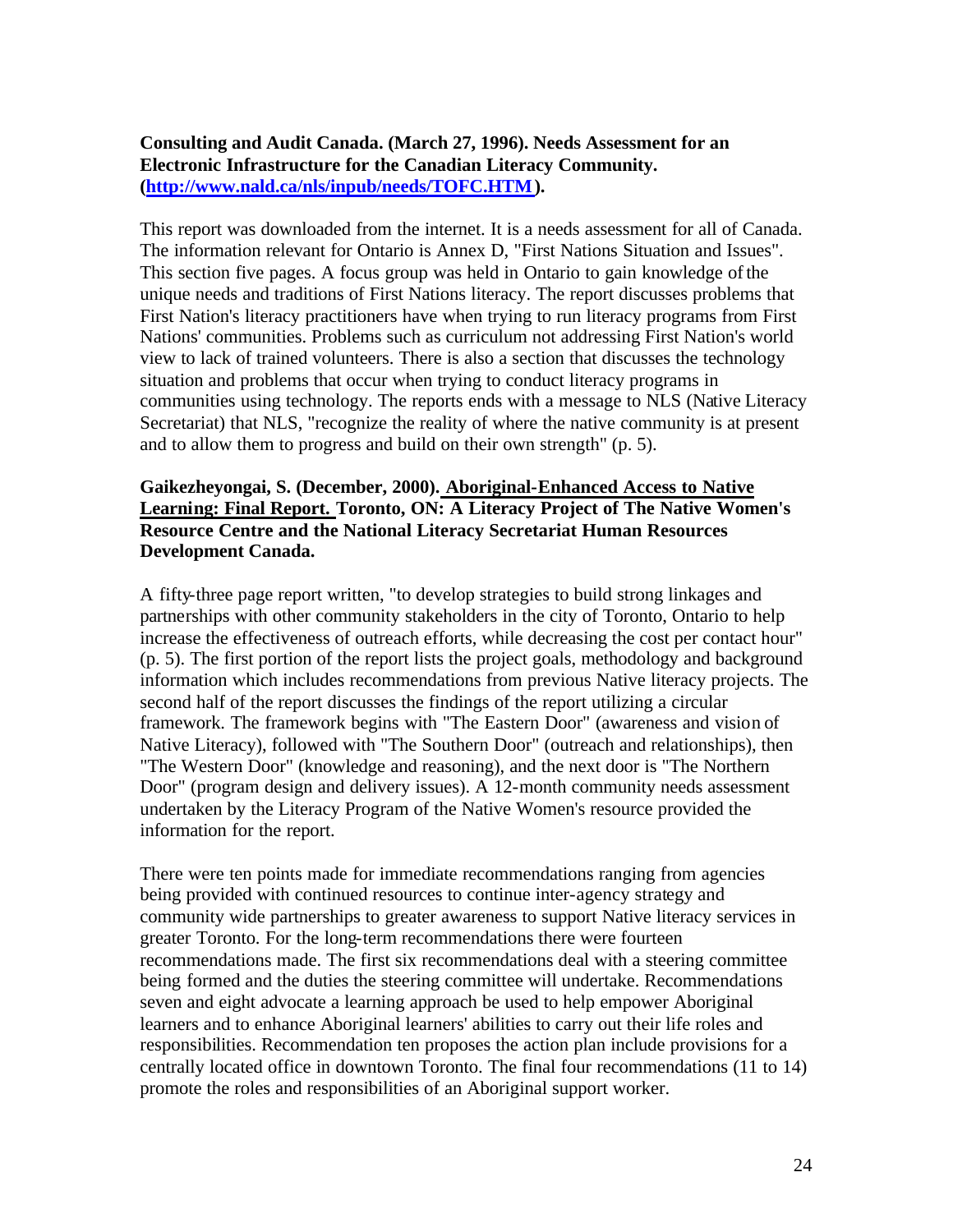**Consulting and Audit Canada. (March 27, 1996). Needs Assessment for an Electronic Infrastructure for the Canadian Literacy Community. ([http://www.nald.ca/nls/inpub/needs/TOFC.HTM](http://www.nald.ca/nls/inpub/needs/TOFC.HTM)).**

This report was downloaded from the internet. It is a needs assessment for all of Canada. The information relevant for Ontario is Annex D, "First Nations Situation and Issues". This section five pages. A focus group was held in Ontario to gain knowledge of the unique needs and traditions of First Nations literacy. The report discusses problems that First Nation's literacy practitioners have when trying to run literacy programs from First Nations' communities. Problems such as curriculum not addressing First Nation's world view to lack of trained volunteers. There is also a section that discusses the technology situation and problems that occur when trying to conduct literacy programs in communities using technology. The reports ends with a message to NLS (Native Literacy Secretariat) that NLS, "recognize the reality of where the native community is at present and to allow them to progress and build on their own strength" (p. 5).

**Gaikezheyongai, S. (December, 2000). <u>Aboriginal-Enhanced Access to Native Learning: Final Report.</u> Toronto, ON: A Literacy Project of The Native Women's Resource Centre and the National Literacy Secretariat Human Resources Development Canada.**

A fifty-three page report written, "to develop strategies to build strong linkages and partnerships with other community stakeholders in the city of Toronto, Ontario to help increase the effectiveness of outreach efforts, while decreasing the cost per contact hour" (p. 5). The first portion of the report lists the project goals, methodology and background information which includes recommendations from previous Native literacy projects. The second half of the report discusses the findings of the report utilizing a circular framework. The framework begins with "The Eastern Door" (awareness and vision of Native Literacy), followed with "The Southern Door" (outreach and relationships), then "The Western Door" (knowledge and reasoning), and the next door is "The Northern Door" (program design and delivery issues). A 12-month community needs assessment undertaken by the Literacy Program of the Native Women's resource provided the information for the report.

There were ten points made for immediate recommendations ranging from agencies being provided with continued resources to continue inter-agency strategy and community wide partnerships to greater awareness to support Native literacy services in greater Toronto. For the long-term recommendations there were fourteen recommendations made. The first six recommendations deal with a steering committee being formed and the duties the steering committee will undertake. Recommendations seven and eight advocate a learning approach be used to help empower Aboriginal learners and to enhance Aboriginal learners' abilities to carry out their life roles and responsibilities. Recommendation ten proposes the action plan include provisions for a centrally located office in downtown Toronto. The final four recommendations (11 to 14) promote the roles and responsibilities of an Aboriginal support worker.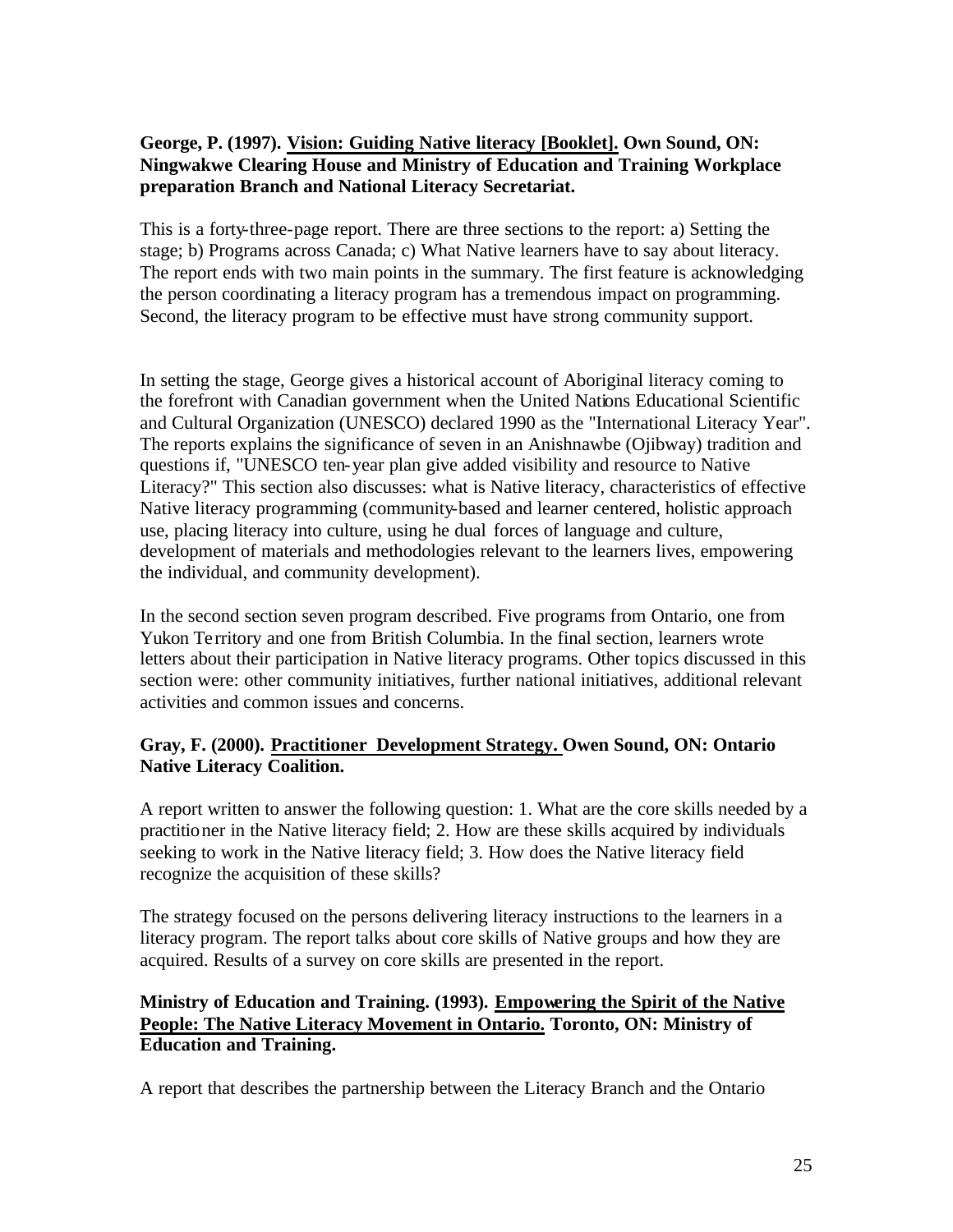**George, P. (1997). <u>Vision: Guiding Native literacy [Booklet].</u> Own Sound, ON: Ningwakwe Clearing House and Ministry of Education and Training Workplace preparation Branch and National Literacy Secretariat.**

This is a forty-three-page report. There are three sections to the report: a) Setting the stage; b) Programs across Canada; c) What Native learners have to say about literacy. The report ends with two main points in the summary. The first feature is acknowledging the person coordinating a literacy program has a tremendous impact on programming. Second, the literacy program to be effective must have strong community support.

In setting the stage, George gives a historical account of Aboriginal literacy coming to the forefront with Canadian government when the United Nations Educational Scientific and Cultural Organization (UNESCO) declared 1990 as the "International Literacy Year". The reports explains the significance of seven in an Anishnawbe (Ojibway) tradition and questions if, "UNESCO ten-year plan give added visibility and resource to Native Literacy?" This section also discusses: what is Native literacy, characteristics of effective Native literacy programming (community-based and learner centered, holistic approach use, placing literacy into culture, using he dual forces of language and culture, development of materials and methodologies relevant to the learners lives, empowering the individual, and community development).

In the second section seven program described. Five programs from Ontario, one from Yukon Territory and one from British Columbia. In the final section, learners wrote letters about their participation in Native literacy programs. Other topics discussed in this section were: other community initiatives, further national initiatives, additional relevant activities and common issues and concerns.

**Gray, F. (2000). <u>Practitioner Development Strategy.</u> Owen Sound, ON: Ontario Native Literacy Coalition.**

A report written to answer the following question: 1. What are the core skills needed by a practitioner in the Native literacy field; 2. How are these skills acquired by individuals seeking to work in the Native literacy field; 3. How does the Native literacy field recognize the acquisition of these skills?

The strategy focused on the persons delivering literacy instructions to the learners in a literacy program. The report talks about core skills of Native groups and how they are acquired. Results of a survey on core skills are presented in the report.

**Ministry of Education and Training. (1993). <u>Empowering the Spirit of the Native People: The Native Literacy Movement in Ontario.</u> Toronto, ON: Ministry of Education and Training.**

A report that describes the partnership between the Literacy Branch and the Ontario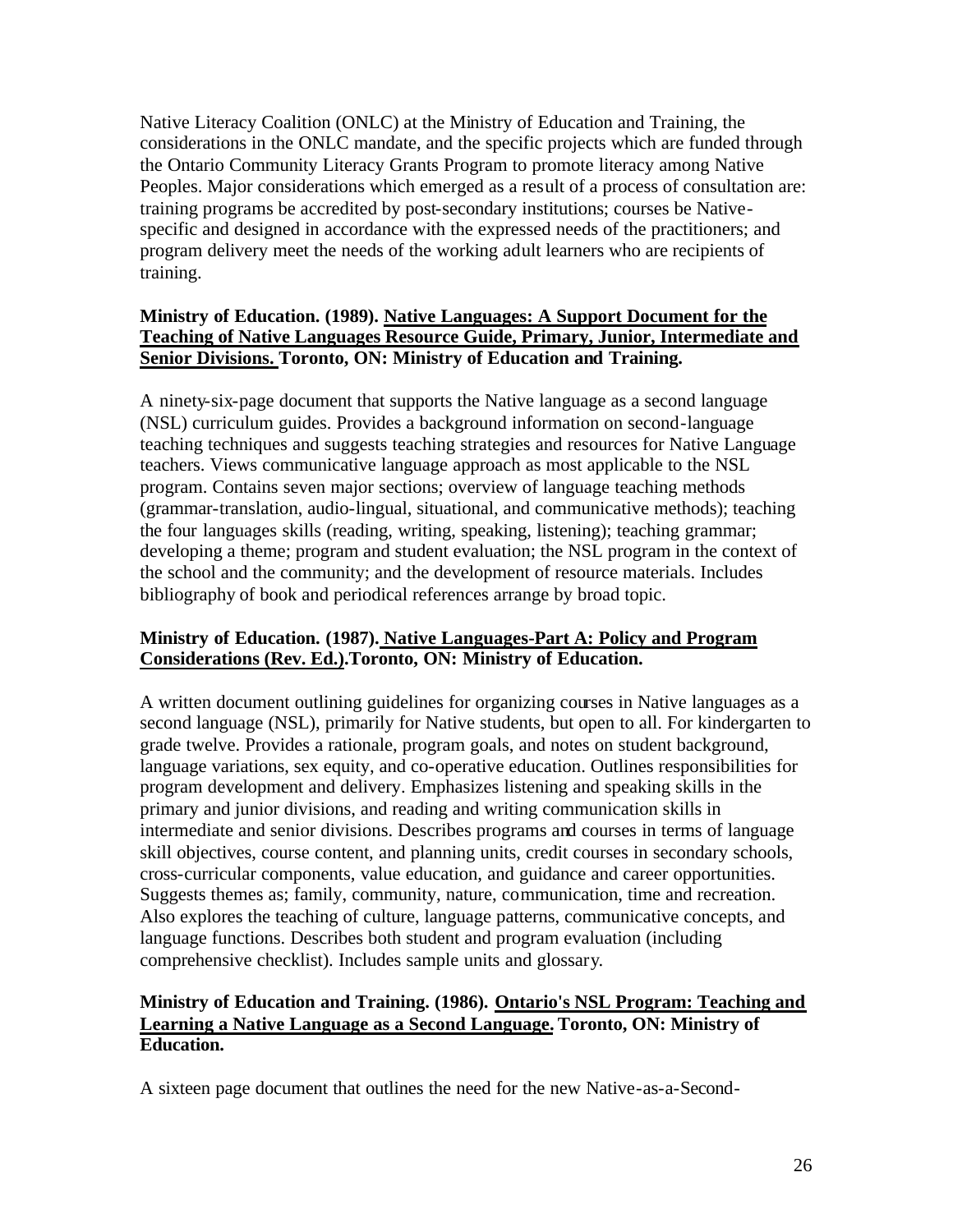Native Literacy Coalition (ONLC) at the Ministry of Education and Training, the considerations in the ONLC mandate, and the specific projects which are funded through the Ontario Community Literacy Grants Program to promote literacy among Native Peoples. Major considerations which emerged as a result of a process of consultation are: training programs be accredited by post-secondary institutions; courses be Native-specific and designed in accordance with the expressed needs of the practitioners; and program delivery meet the needs of the working adult learners who are recipients of training.

**Ministry of Education. (1989). <u>Native Languages: A Support Document for the Teaching of Native Languages Resource Guide, Primary, Junior, Intermediate and Senior Divisions.</u> Toronto, ON: Ministry of Education and Training.**

A ninety-six-page document that supports the Native language as a second language (NSL) curriculum guides. Provides a background information on second-language teaching techniques and suggests teaching strategies and resources for Native Language teachers. Views communicative language approach as most applicable to the NSL program. Contains seven major sections; overview of language teaching methods (grammar-translation, audio-lingual, situational, and communicative methods); teaching the four languages skills (reading, writing, speaking, listening); teaching grammar; developing a theme; program and student evaluation; the NSL program in the context of the school and the community; and the development of resource materials. Includes bibliography of book and periodical references arrange by broad topic.

**Ministry of Education. (1987). <u>Native Languages-Part A: Policy and Program Considerations (Rev. Ed.)</u>.Toronto, ON: Ministry of Education.**

A written document outlining guidelines for organizing courses in Native languages as a second language (NSL), primarily for Native students, but open to all. For kindergarten to grade twelve. Provides a rationale, program goals, and notes on student background, language variations, sex equity, and co-operative education. Outlines responsibilities for program development and delivery. Emphasizes listening and speaking skills in the primary and junior divisions, and reading and writing communication skills in intermediate and senior divisions. Describes programs and courses in terms of language skill objectives, course content, and planning units, credit courses in secondary schools, cross-curricular components, value education, and guidance and career opportunities. Suggests themes as; family, community, nature, communication, time and recreation. Also explores the teaching of culture, language patterns, communicative concepts, and language functions. Describes both student and program evaluation (including comprehensive checklist). Includes sample units and glossary.

**Ministry of Education and Training. (1986). <u>Ontario's NSL Program: Teaching and Learning a Native Language as a Second Language.</u> Toronto, ON: Ministry of Education.**

A sixteen page document that outlines the need for the new Native-as-a-Second-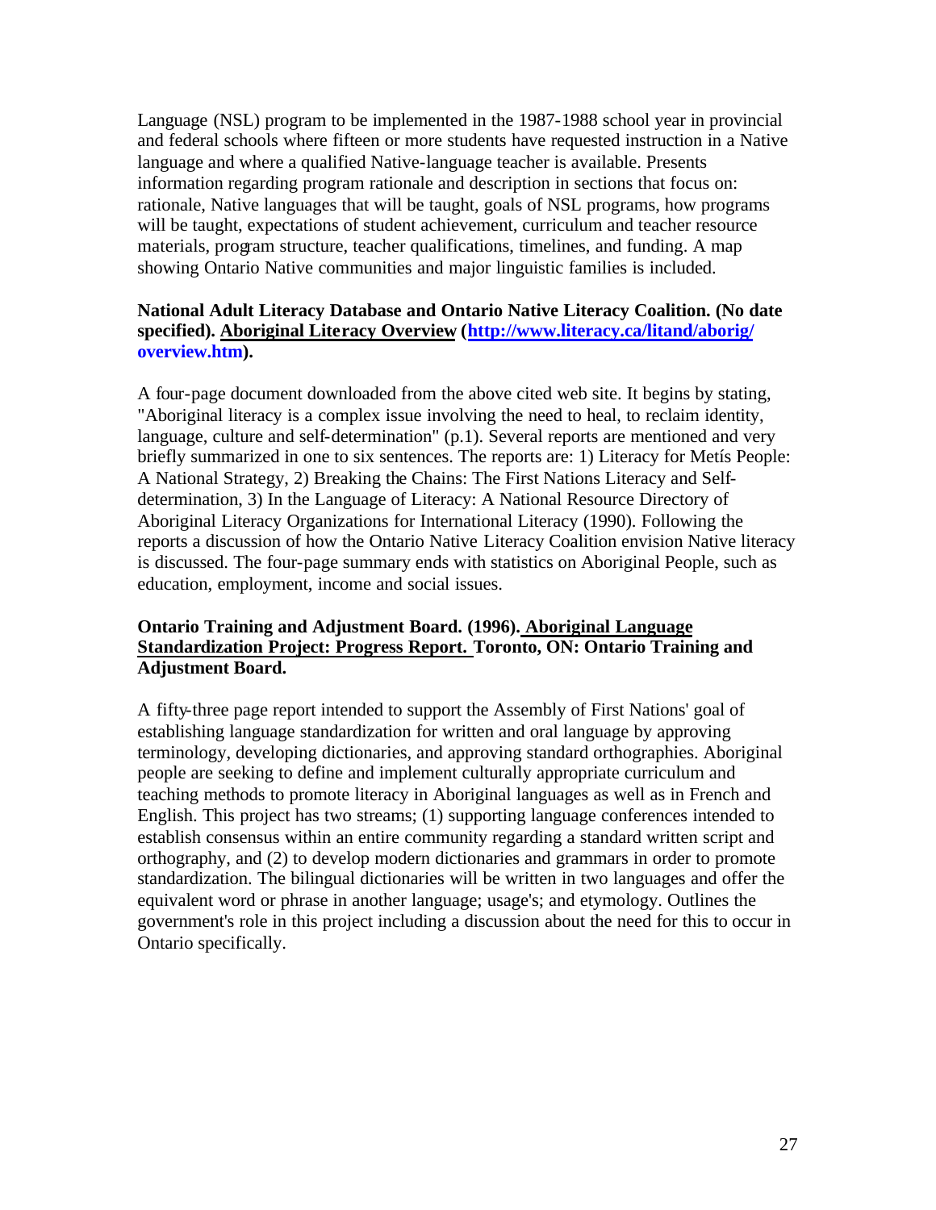Language (NSL) program to be implemented in the 1987-1988 school year in provincial and federal schools where fifteen or more students have requested instruction in a Native language and where a qualified Native-language teacher is available. Presents information regarding program rationale and description in sections that focus on: rationale, Native languages that will be taught, goals of NSL programs, how programs will be taught, expectations of student achievement, curriculum and teacher resource materials, program structure, teacher qualifications, timelines, and funding. A map showing Ontario Native communities and major linguistic families is included.

**National Adult Literacy Database and Ontario Native Literacy Coalition. (No date specified). Aboriginal Literacy Overview (http://www.literacy.ca/litand/aborig/overview.htm).**

A four-page document downloaded from the above cited web site. It begins by stating, "Aboriginal literacy is a complex issue involving the need to heal, to reclaim identity, language, culture and self-determination" (p.1). Several reports are mentioned and very briefly summarized in one to six sentences. The reports are: 1) Literacy for Metís People: A National Strategy, 2) Breaking the Chains: The First Nations Literacy and Self-determination, 3) In the Language of Literacy: A National Resource Directory of Aboriginal Literacy Organizations for International Literacy (1990). Following the reports a discussion of how the Ontario Native Literacy Coalition envision Native literacy is discussed. The four-page summary ends with statistics on Aboriginal People, such as education, employment, income and social issues.

**Ontario Training and Adjustment Board. (1996). Aboriginal Language Standardization Project: Progress Report. Toronto, ON: Ontario Training and Adjustment Board.**

A fifty-three page report intended to support the Assembly of First Nations' goal of establishing language standardization for written and oral language by approving terminology, developing dictionaries, and approving standard orthographies. Aboriginal people are seeking to define and implement culturally appropriate curriculum and teaching methods to promote literacy in Aboriginal languages as well as in French and English. This project has two streams; (1) supporting language conferences intended to establish consensus within an entire community regarding a standard written script and orthography, and (2) to develop modern dictionaries and grammars in order to promote standardization. The bilingual dictionaries will be written in two languages and offer the equivalent word or phrase in another language; usage's; and etymology. Outlines the government's role in this project including a discussion about the need for this to occur in Ontario specifically.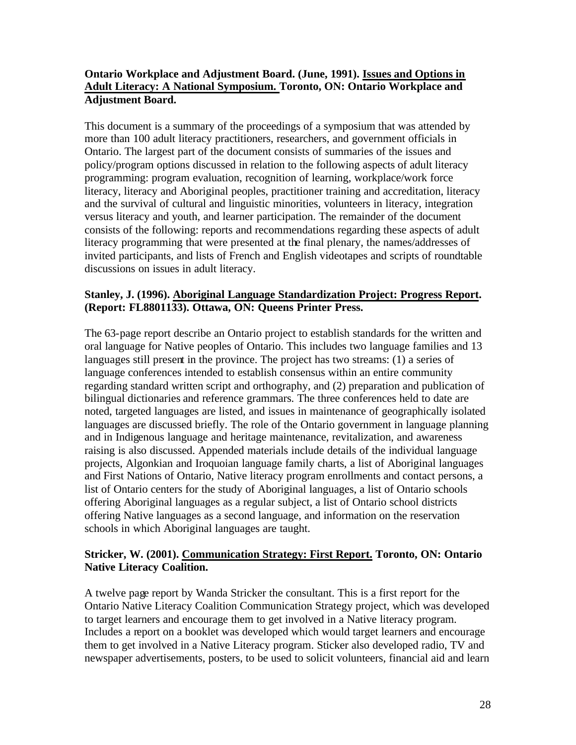**Ontario Workplace and Adjustment Board. (June, 1991). <u>Issues and Options in Adult Literacy: A National Symposium.</u> Toronto, ON: Ontario Workplace and Adjustment Board.**

This document is a summary of the proceedings of a symposium that was attended by more than 100 adult literacy practitioners, researchers, and government officials in Ontario. The largest part of the document consists of summaries of the issues and policy/program options discussed in relation to the following aspects of adult literacy programming: program evaluation, recognition of learning, workplace/work force literacy, literacy and Aboriginal peoples, practitioner training and accreditation, literacy and the survival of cultural and linguistic minorities, volunteers in literacy, integration versus literacy and youth, and learner participation. The remainder of the document consists of the following: reports and recommendations regarding these aspects of adult literacy programming that were presented at the final plenary, the names/addresses of invited participants, and lists of French and English videotapes and scripts of roundtable discussions on issues in adult literacy.

**Stanley, J. (1996). <u>Aboriginal Language Standardization Project: Progress Report</u>. (Report: FL8801133). Ottawa, ON: Queens Printer Press.**

The 63-page report describe an Ontario project to establish standards for the written and oral language for Native peoples of Ontario. This includes two language families and 13 languages still present in the province. The project has two streams: (1) a series of language conferences intended to establish consensus within an entire community regarding standard written script and orthography, and (2) preparation and publication of bilingual dictionaries and reference grammars. The three conferences held to date are noted, targeted languages are listed, and issues in maintenance of geographically isolated languages are discussed briefly. The role of the Ontario government in language planning and in Indigenous language and heritage maintenance, revitalization, and awareness raising is also discussed. Appended materials include details of the individual language projects, Algonkian and Iroquoian language family charts, a list of Aboriginal languages and First Nations of Ontario, Native literacy program enrollments and contact persons, a list of Ontario centers for the study of Aboriginal languages, a list of Ontario schools offering Aboriginal languages as a regular subject, a list of Ontario school districts offering Native languages as a second language, and information on the reservation schools in which Aboriginal languages are taught.

**Stricker, W. (2001). <u>Communication Strategy: First Report.</u> Toronto, ON: Ontario Native Literacy Coalition.**

A twelve page report by Wanda Stricker the consultant. This is a first report for the Ontario Native Literacy Coalition Communication Strategy project, which was developed to target learners and encourage them to get involved in a Native literacy program. Includes a report on a booklet was developed which would target learners and encourage them to get involved in a Native Literacy program. Sticker also developed radio, TV and newspaper advertisements, posters, to be used to solicit volunteers, financial aid and learn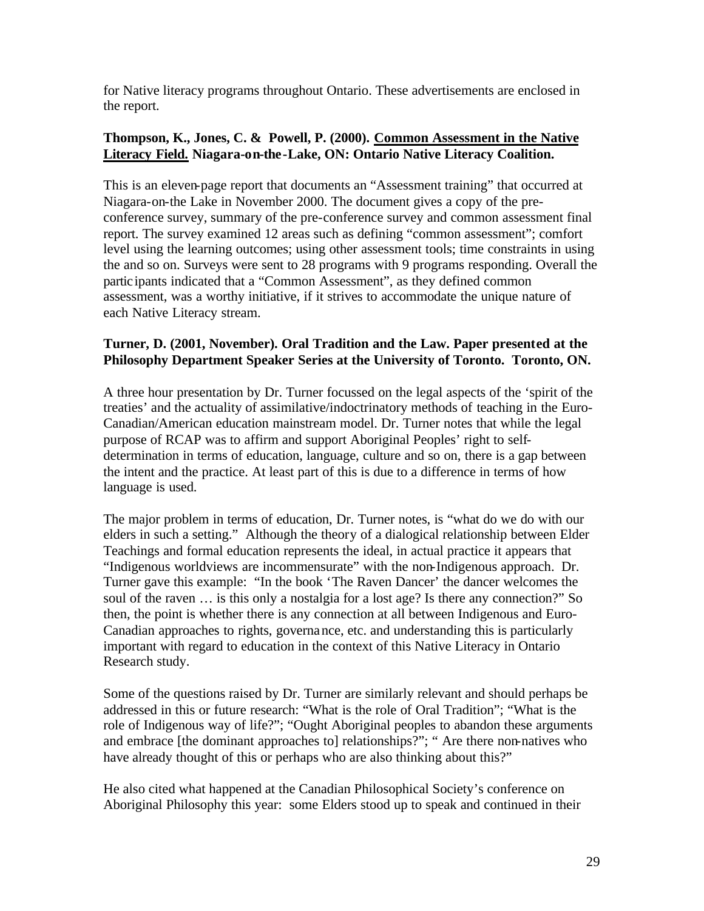for Native literacy programs throughout Ontario. These advertisements are enclosed in the report.

**Thompson, K., Jones, C. & Powell, P. (2000). <u>Common Assessment in the Native Literacy Field.</u> Niagara-on-the-Lake, ON: Ontario Native Literacy Coalition.**

This is an eleven-page report that documents an "Assessment training" that occurred at Niagara-on-the Lake in November 2000. The document gives a copy of the pre-conference survey, summary of the pre-conference survey and common assessment final report. The survey examined 12 areas such as defining "common assessment"; comfort level using the learning outcomes; using other assessment tools; time constraints in using the and so on. Surveys were sent to 28 programs with 9 programs responding. Overall the participants indicated that a "Common Assessment", as they defined common assessment, was a worthy initiative, if it strives to accommodate the unique nature of each Native Literacy stream.

**Turner, D. (2001, November). Oral Tradition and the Law. Paper presented at the Philosophy Department Speaker Series at the University of Toronto. Toronto, ON.**

A three hour presentation by Dr. Turner focussed on the legal aspects of the 'spirit of the treaties' and the actuality of assimilative/indoctrinatory methods of teaching in the Euro-Canadian/American education mainstream model. Dr. Turner notes that while the legal purpose of RCAP was to affirm and support Aboriginal Peoples' right to self-determination in terms of education, language, culture and so on, there is a gap between the intent and the practice. At least part of this is due to a difference in terms of how language is used.

The major problem in terms of education, Dr. Turner notes, is "what do we do with our elders in such a setting." Although the theory of a dialogical relationship between Elder Teachings and formal education represents the ideal, in actual practice it appears that "Indigenous worldviews are incommensurate" with the non-Indigenous approach. Dr. Turner gave this example: "In the book 'The Raven Dancer' the dancer welcomes the soul of the raven … is this only a nostalgia for a lost age? Is there any connection?" So then, the point is whether there is any connection at all between Indigenous and Euro-Canadian approaches to rights, governance, etc. and understanding this is particularly important with regard to education in the context of this Native Literacy in Ontario Research study.

Some of the questions raised by Dr. Turner are similarly relevant and should perhaps be addressed in this or future research: "What is the role of Oral Tradition"; "What is the role of Indigenous way of life?"; "Ought Aboriginal peoples to abandon these arguments and embrace [the dominant approaches to] relationships?"; " Are there non-natives who have already thought of this or perhaps who are also thinking about this?"

He also cited what happened at the Canadian Philosophical Society's conference on Aboriginal Philosophy this year: some Elders stood up to speak and continued in their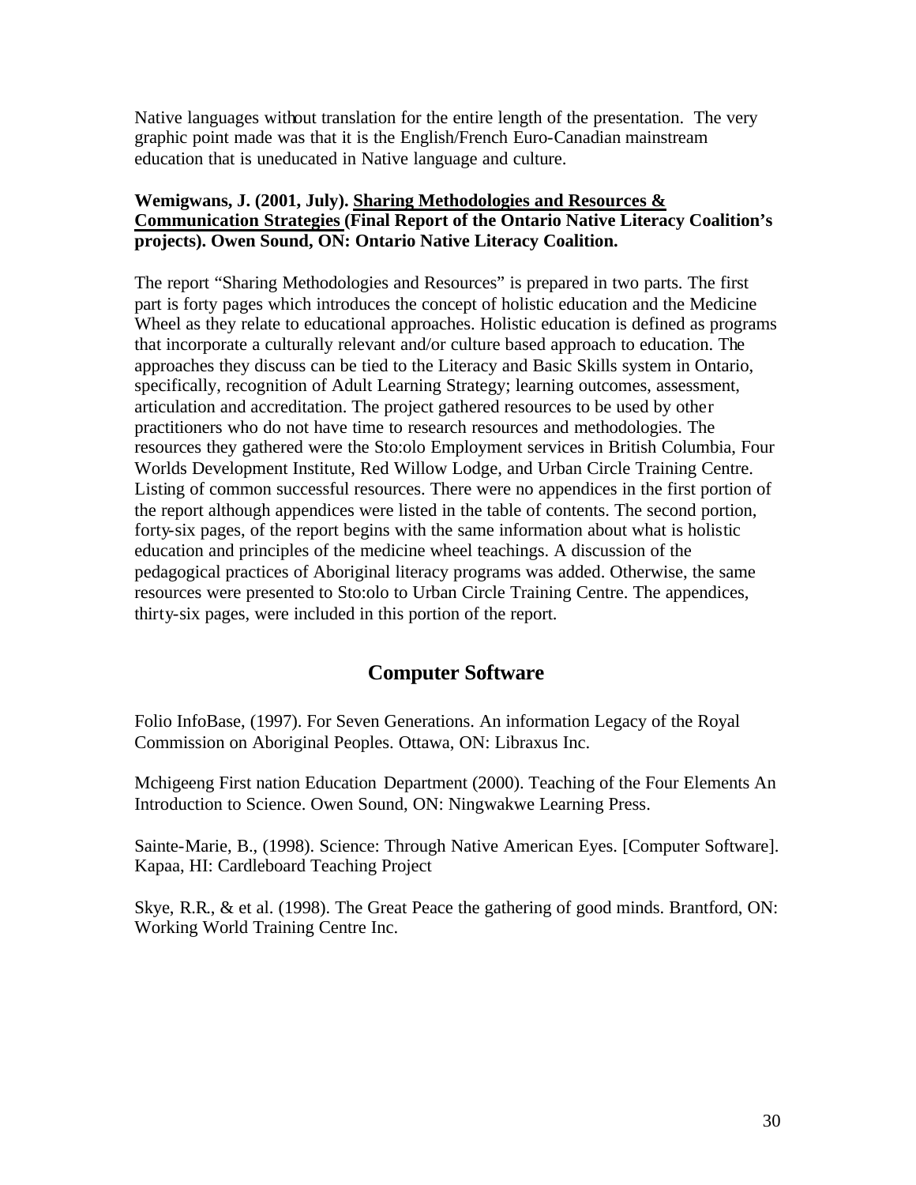Native languages without translation for the entire length of the presentation. The very graphic point made was that it is the English/French Euro-Canadian mainstream education that is uneducated in Native language and culture.

**Wemigwans, J. (2001, July). <u>Sharing Methodologies and Resources & Communication Strategies</u> (Final Report of the Ontario Native Literacy Coalition's projects). Owen Sound, ON: Ontario Native Literacy Coalition.**

The report "Sharing Methodologies and Resources" is prepared in two parts. The first part is forty pages which introduces the concept of holistic education and the Medicine Wheel as they relate to educational approaches. Holistic education is defined as programs that incorporate a culturally relevant and/or culture based approach to education. The approaches they discuss can be tied to the Literacy and Basic Skills system in Ontario, specifically, recognition of Adult Learning Strategy; learning outcomes, assessment, articulation and accreditation. The project gathered resources to be used by other practitioners who do not have time to research resources and methodologies. The resources they gathered were the Sto:olo Employment services in British Columbia, Four Worlds Development Institute, Red Willow Lodge, and Urban Circle Training Centre. Listing of common successful resources. There were no appendices in the first portion of the report although appendices were listed in the table of contents. The second portion, forty-six pages, of the report begins with the same information about what is holistic education and principles of the medicine wheel teachings. A discussion of the pedagogical practices of Aboriginal literacy programs was added. Otherwise, the same resources were presented to Sto:olo to Urban Circle Training Centre. The appendices, thirty-six pages, were included in this portion of the report.

## Computer Software

Folio InfoBase, (1997). For Seven Generations. An information Legacy of the Royal Commission on Aboriginal Peoples. Ottawa, ON: Libraxus Inc.

Mchigeeng First nation Education Department (2000). Teaching of the Four Elements An Introduction to Science. Owen Sound, ON: Ningwakwe Learning Press.

Sainte-Marie, B., (1998). Science: Through Native American Eyes. [Computer Software]. Kapaa, HI: Cardleboard Teaching Project

Skye, R.R., & et al. (1998). The Great Peace the gathering of good minds. Brantford, ON: Working World Training Centre Inc.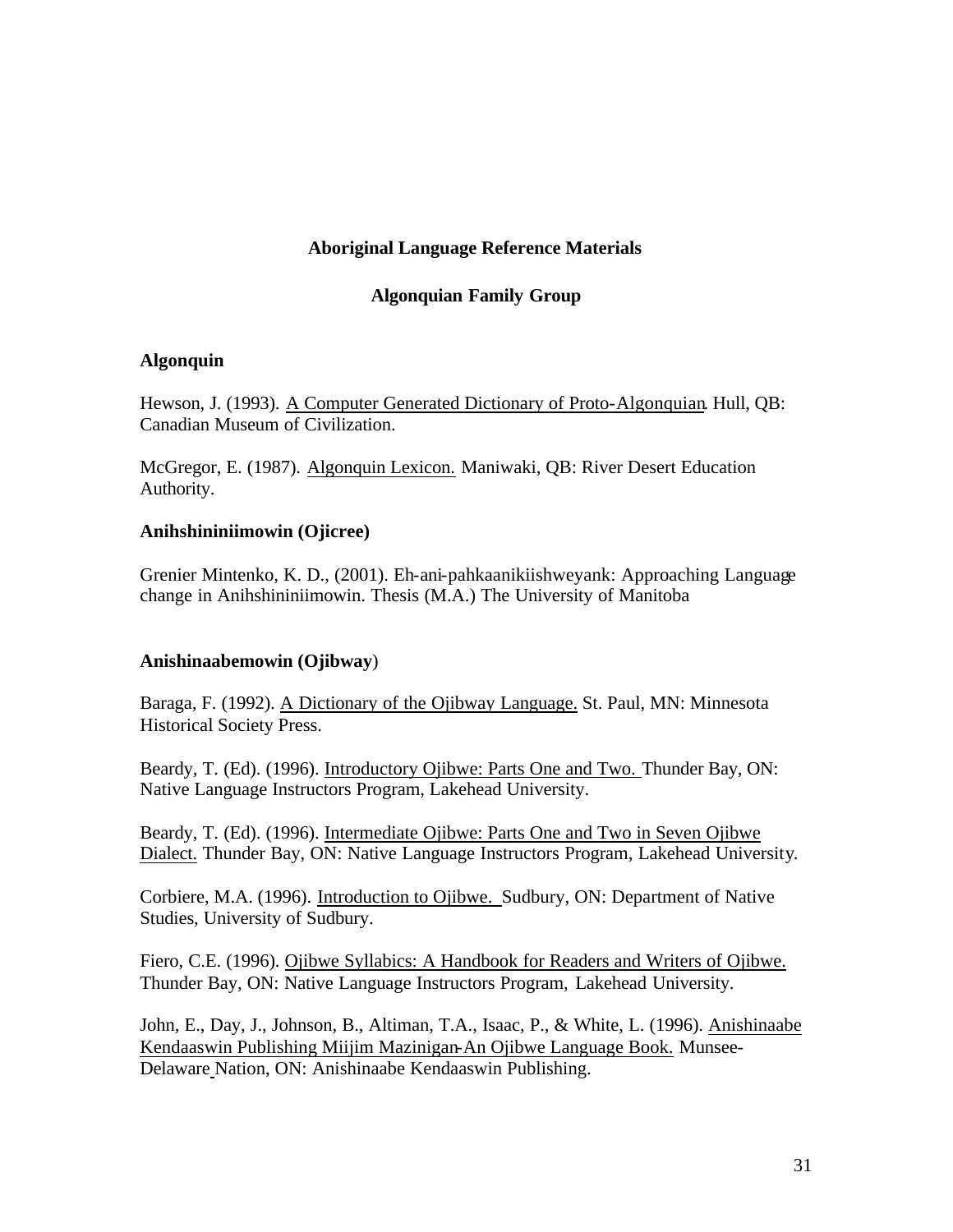## Aboriginal Language Reference Materials

## Algonquian Family Group

### Algonquin

Hewson, J. (1993). A Computer Generated Dictionary of Proto-Algonquian. Hull, QB: Canadian Museum of Civilization.

McGregor, E. (1987). Algonquin Lexicon. Maniwaki, QB: River Desert Education Authority.

### Anihshininiimowin (Ojicree)

Grenier Mintenko, K. D., (2001). Eh-ani-pahkaanikiishweyank: Approaching Language change in Anihshininiimowin. Thesis (M.A.) The University of Manitoba

### Anishinaabemowin (Ojibway)

Baraga, F. (1992). A Dictionary of the Ojibway Language. St. Paul, MN: Minnesota Historical Society Press.

Beardy, T. (Ed). (1996). Introductory Ojibwe: Parts One and Two. Thunder Bay, ON: Native Language Instructors Program, Lakehead University.

Beardy, T. (Ed). (1996). Intermediate Ojibwe: Parts One and Two in Seven Ojibwe Dialect. Thunder Bay, ON: Native Language Instructors Program, Lakehead University.

Corbiere, M.A. (1996). Introduction to Ojibwe. Sudbury, ON: Department of Native Studies, University of Sudbury.

Fiero, C.E. (1996). Ojibwe Syllabics: A Handbook for Readers and Writers of Ojibwe. Thunder Bay, ON: Native Language Instructors Program, Lakehead University.

John, E., Day, J., Johnson, B., Altiman, T.A., Isaac, P., & White, L. (1996). Anishinaabe Kendaaswin Publishing Miijim Mazinigan-An Ojibwe Language Book. Munsee-Delaware Nation, ON: Anishinaabe Kendaaswin Publishing.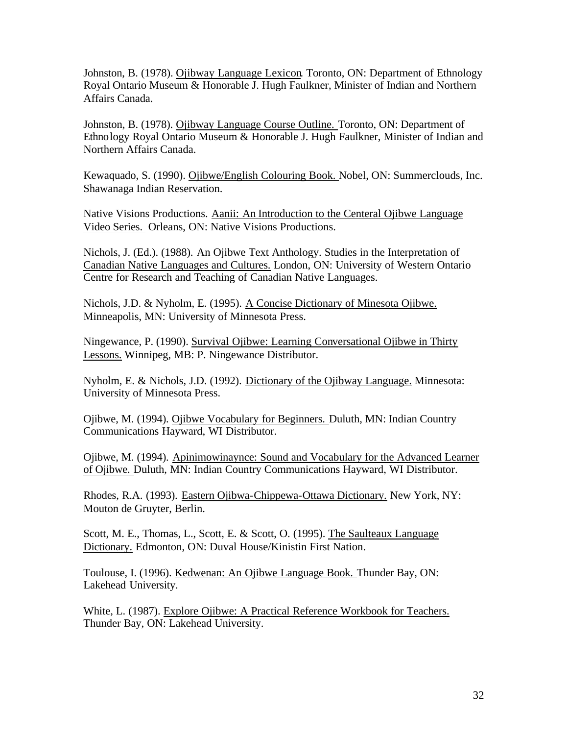Johnston, B. (1978). Ojibway Language Lexicon. Toronto, ON: Department of Ethnology Royal Ontario Museum & Honorable J. Hugh Faulkner, Minister of Indian and Northern Affairs Canada.

Johnston, B. (1978). Ojibway Language Course Outline. Toronto, ON: Department of Ethnology Royal Ontario Museum & Honorable J. Hugh Faulkner, Minister of Indian and Northern Affairs Canada.

Kewaquado, S. (1990). Ojibwe/English Colouring Book. Nobel, ON: Summerclouds, Inc. Shawanaga Indian Reservation.

Native Visions Productions. Aanii: An Introduction to the Centeral Ojibwe Language Video Series. Orleans, ON: Native Visions Productions.

Nichols, J. (Ed.). (1988). An Ojibwe Text Anthology. Studies in the Interpretation of Canadian Native Languages and Cultures. London, ON: University of Western Ontario Centre for Research and Teaching of Canadian Native Languages.

Nichols, J.D. & Nyholm, E. (1995). A Concise Dictionary of Minesota Ojibwe. Minneapolis, MN: University of Minnesota Press.

Ningewance, P. (1990). Survival Ojibwe: Learning Conversational Ojibwe in Thirty Lessons. Winnipeg, MB: P. Ningewance Distributor.

Nyholm, E. & Nichols, J.D. (1992). Dictionary of the Ojibway Language. Minnesota: University of Minnesota Press.

Ojibwe, M. (1994). Ojibwe Vocabulary for Beginners. Duluth, MN: Indian Country Communications Hayward, WI Distributor.

Ojibwe, M. (1994). Apinimowinaynce: Sound and Vocabulary for the Advanced Learner of Ojibwe. Duluth, MN: Indian Country Communications Hayward, WI Distributor.

Rhodes, R.A. (1993). Eastern Ojibwa-Chippewa-Ottawa Dictionary. New York, NY: Mouton de Gruyter, Berlin.

Scott, M. E., Thomas, L., Scott, E. & Scott, O. (1995). The Saulteaux Language Dictionary. Edmonton, ON: Duval House/Kinistin First Nation.

Toulouse, I. (1996). Kedwenan: An Ojibwe Language Book. Thunder Bay, ON: Lakehead University.

White, L. (1987). Explore Ojibwe: A Practical Reference Workbook for Teachers. Thunder Bay, ON: Lakehead University.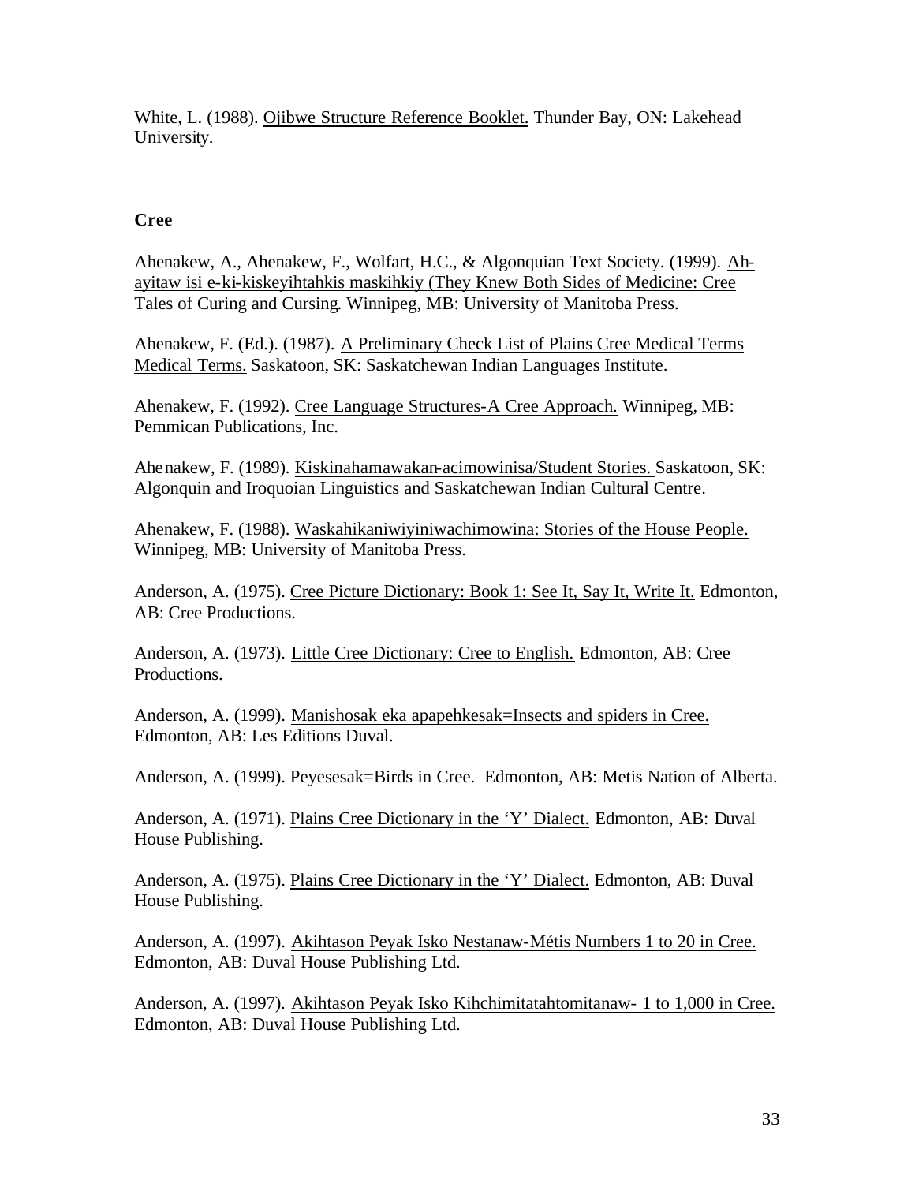White, L. (1988). Ojibwe Structure Reference Booklet. Thunder Bay, ON: Lakehead University.

**Cree**

Ahenakew, A., Ahenakew, F., Wolfart, H.C., & Algonquian Text Society. (1999). Ah-ayitaw isi e-ki-kiskeyihtahkis maskihkiy (They Knew Both Sides of Medicine: Cree Tales of Curing and Cursing. Winnipeg, MB: University of Manitoba Press.

Ahenakew, F. (Ed.). (1987). A Preliminary Check List of Plains Cree Medical Terms Medical Terms. Saskatoon, SK: Saskatchewan Indian Languages Institute.

Ahenakew, F. (1992). Cree Language Structures-A Cree Approach. Winnipeg, MB: Pemmican Publications, Inc.

Ahenakew, F. (1989). Kiskinahamawakan-acimowinisa/Student Stories. Saskatoon, SK: Algonquin and Iroquoian Linguistics and Saskatchewan Indian Cultural Centre.

Ahenakew, F. (1988). Waskahikaniwiyiniwachimowina: Stories of the House People. Winnipeg, MB: University of Manitoba Press.

Anderson, A. (1975). Cree Picture Dictionary: Book 1: See It, Say It, Write It. Edmonton, AB: Cree Productions.

Anderson, A. (1973). Little Cree Dictionary: Cree to English. Edmonton, AB: Cree Productions.

Anderson, A. (1999). Manishosak eka apapehkesak=Insects and spiders in Cree. Edmonton, AB: Les Editions Duval.

Anderson, A. (1999). Peyesesak=Birds in Cree. Edmonton, AB: Metis Nation of Alberta.

Anderson, A. (1971). Plains Cree Dictionary in the 'Y' Dialect. Edmonton, AB: Duval House Publishing.

Anderson, A. (1975). Plains Cree Dictionary in the 'Y' Dialect. Edmonton, AB: Duval House Publishing.

Anderson, A. (1997). Akihtason Peyak Isko Nestanaw-Métis Numbers 1 to 20 in Cree. Edmonton, AB: Duval House Publishing Ltd.

Anderson, A. (1997). Akihtason Peyak Isko Kihchimitatahtomitanaw- 1 to 1,000 in Cree. Edmonton, AB: Duval House Publishing Ltd.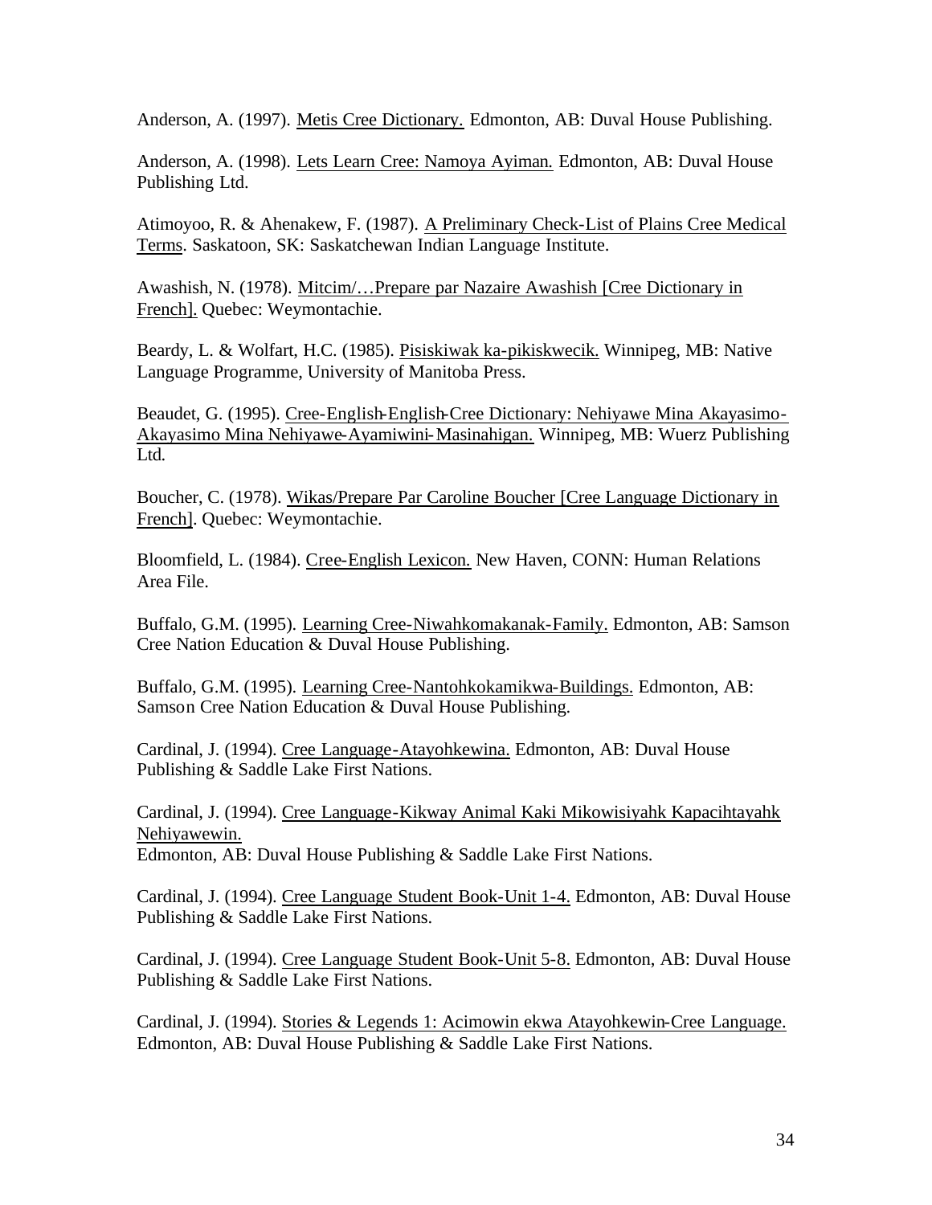Anderson, A. (1997). Metis Cree Dictionary. Edmonton, AB: Duval House Publishing.

Anderson, A. (1998). Lets Learn Cree: Namoya Ayiman. Edmonton, AB: Duval House Publishing Ltd.

Atimoyoo, R. & Ahenakew, F. (1987). A Preliminary Check-List of Plains Cree Medical Terms. Saskatoon, SK: Saskatchewan Indian Language Institute.

Awashish, N. (1978). Mitcim/…Prepare par Nazaire Awashish [Cree Dictionary in French]. Quebec: Weymontachie.

Beardy, L. & Wolfart, H.C. (1985). Pisiskiwak ka-pikiskwecik. Winnipeg, MB: Native Language Programme, University of Manitoba Press.

Beaudet, G. (1995). Cree-English-English-Cree Dictionary: Nehiyawe Mina Akayasimo-Akayasimo Mina Nehiyawe-Ayamiwini-Masinahigan. Winnipeg, MB: Wuerz Publishing Ltd.

Boucher, C. (1978). Wikas/Prepare Par Caroline Boucher [Cree Language Dictionary in French]. Quebec: Weymontachie.

Bloomfield, L. (1984). Cree-English Lexicon. New Haven, CONN: Human Relations Area File.

Buffalo, G.M. (1995). Learning Cree-Niwahkomakanak-Family. Edmonton, AB: Samson Cree Nation Education & Duval House Publishing.

Buffalo, G.M. (1995). Learning Cree-Nantohkokamikwa-Buildings. Edmonton, AB: Samson Cree Nation Education & Duval House Publishing.

Cardinal, J. (1994). Cree Language-Atayohkewina. Edmonton, AB: Duval House Publishing & Saddle Lake First Nations.

Cardinal, J. (1994). Cree Language-Kikway Animal Kaki Mikowisiyahk Kapacihtayahk Nehiyawewin.
Edmonton, AB: Duval House Publishing & Saddle Lake First Nations.

Cardinal, J. (1994). Cree Language Student Book-Unit 1-4. Edmonton, AB: Duval House Publishing & Saddle Lake First Nations.

Cardinal, J. (1994). Cree Language Student Book-Unit 5-8. Edmonton, AB: Duval House Publishing & Saddle Lake First Nations.

Cardinal, J. (1994). Stories & Legends 1: Acimowin ekwa Atayohkewin-Cree Language. Edmonton, AB: Duval House Publishing & Saddle Lake First Nations.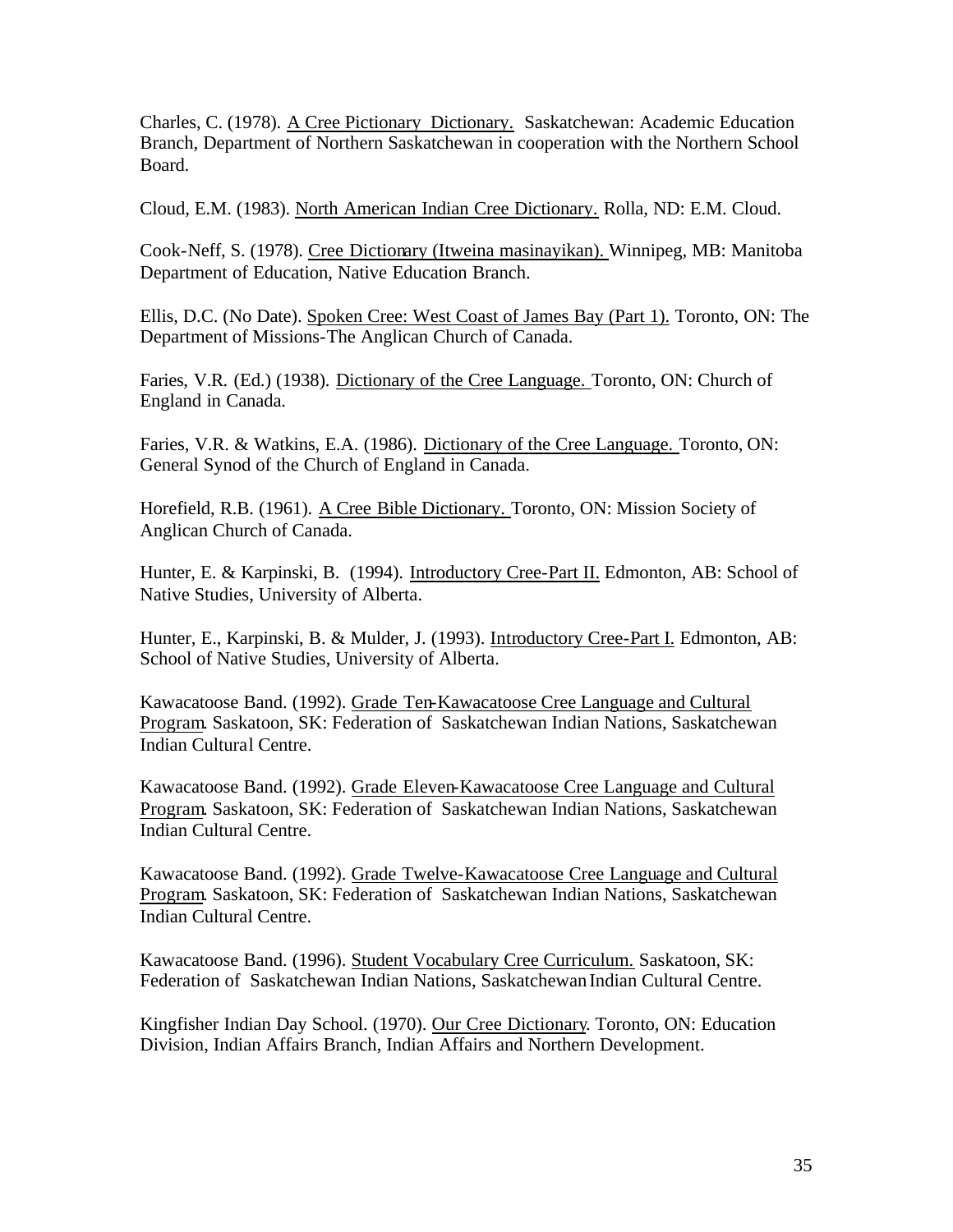Charles, C. (1978). A Cree Pictionary Dictionary. Saskatchewan: Academic Education Branch, Department of Northern Saskatchewan in cooperation with the Northern School Board.

Cloud, E.M. (1983). North American Indian Cree Dictionary. Rolla, ND: E.M. Cloud.

Cook-Neff, S. (1978). Cree Dictionary (Itweina masinayikan). Winnipeg, MB: Manitoba Department of Education, Native Education Branch.

Ellis, D.C. (No Date). Spoken Cree: West Coast of James Bay (Part 1). Toronto, ON: The Department of Missions-The Anglican Church of Canada.

Faries, V.R. (Ed.) (1938). Dictionary of the Cree Language. Toronto, ON: Church of England in Canada.

Faries, V.R. & Watkins, E.A. (1986). Dictionary of the Cree Language. Toronto, ON: General Synod of the Church of England in Canada.

Horefield, R.B. (1961). A Cree Bible Dictionary. Toronto, ON: Mission Society of Anglican Church of Canada.

Hunter, E. & Karpinski, B. (1994). Introductory Cree-Part II. Edmonton, AB: School of Native Studies, University of Alberta.

Hunter, E., Karpinski, B. & Mulder, J. (1993). Introductory Cree-Part I. Edmonton, AB: School of Native Studies, University of Alberta.

Kawacatoose Band. (1992). Grade Ten-Kawacatoose Cree Language and Cultural Program. Saskatoon, SK: Federation of Saskatchewan Indian Nations, Saskatchewan Indian Cultural Centre.

Kawacatoose Band. (1992). Grade Eleven-Kawacatoose Cree Language and Cultural Program. Saskatoon, SK: Federation of Saskatchewan Indian Nations, Saskatchewan Indian Cultural Centre.

Kawacatoose Band. (1992). Grade Twelve-Kawacatoose Cree Language and Cultural Program. Saskatoon, SK: Federation of Saskatchewan Indian Nations, Saskatchewan Indian Cultural Centre.

Kawacatoose Band. (1996). Student Vocabulary Cree Curriculum. Saskatoon, SK: Federation of Saskatchewan Indian Nations, Saskatchewan Indian Cultural Centre.

Kingfisher Indian Day School. (1970). Our Cree Dictionary. Toronto, ON: Education Division, Indian Affairs Branch, Indian Affairs and Northern Development.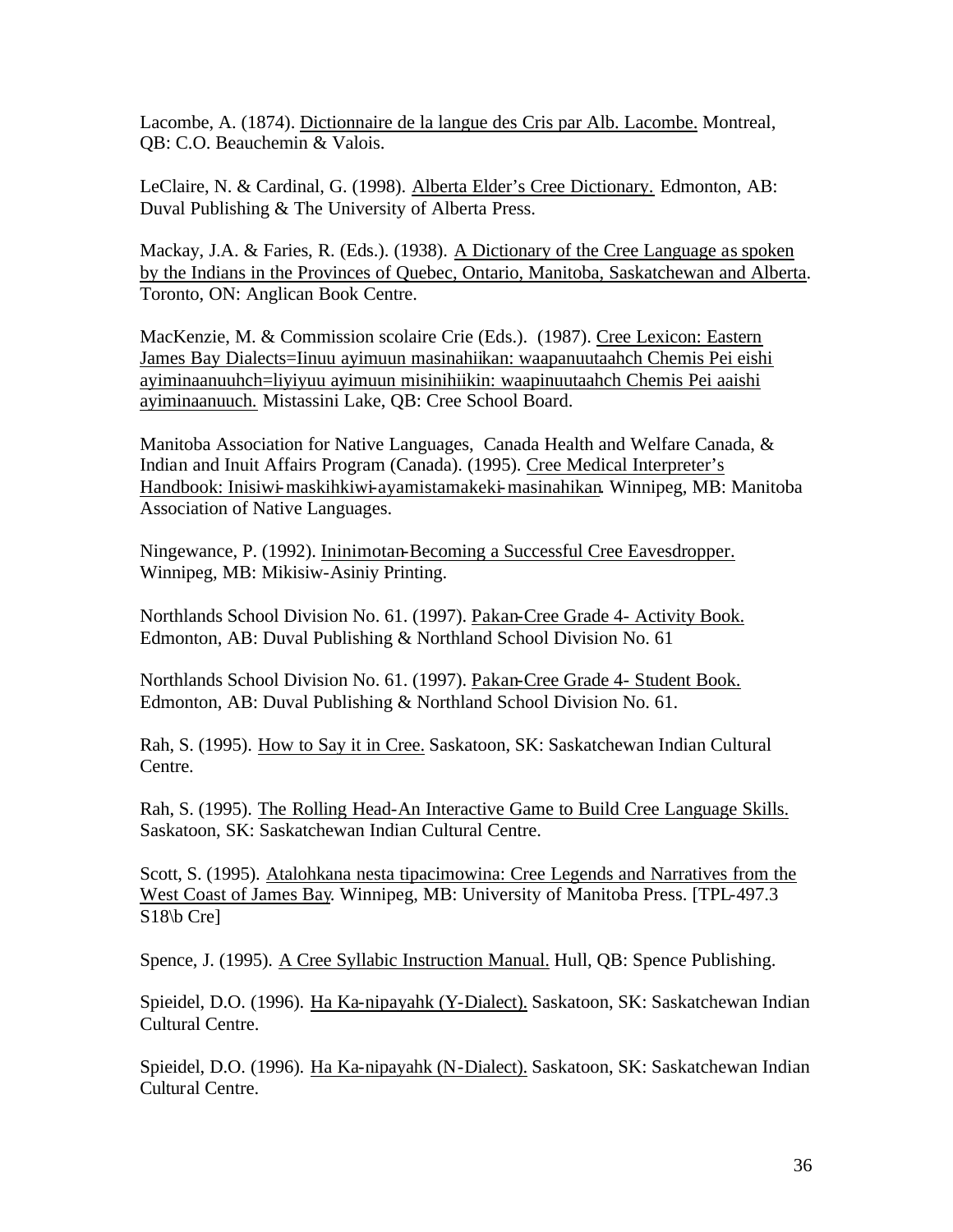Lacombe, A. (1874). <u>Dictionnaire de la langue des Cris par Alb. Lacombe.</u> Montreal, QB: C.O. Beauchemin & Valois.

LeClaire, N. & Cardinal, G. (1998). <u>Alberta Elder's Cree Dictionary.</u> Edmonton, AB: Duval Publishing & The University of Alberta Press.

Mackay, J.A. & Faries, R. (Eds.). (1938). <u>A Dictionary of the Cree Language as spoken by the Indians in the Provinces of Quebec, Ontario, Manitoba, Saskatchewan and Alberta</u>. Toronto, ON: Anglican Book Centre.

MacKenzie, M. & Commission scolaire Crie (Eds.). (1987). <u>Cree Lexicon: Eastern James Bay Dialects=Iinuu ayimuun masinahiikan: waapanuutaahch Chemis Pei eishi ayiminaanuuhch=Iiyiyuu ayimuun misinihiikin: waapinuutaahch Chemis Pei aaishi ayiminaanuuch.</u> Mistassini Lake, QB: Cree School Board.

Manitoba Association for Native Languages, Canada Health and Welfare Canada, & Indian and Inuit Affairs Program (Canada). (1995). <u>Cree Medical Interpreter's Handbook: Inisiwi-maskihkiwi-ayamistamakeki-masinahikan</u>. Winnipeg, MB: Manitoba Association of Native Languages.

Ningewance, P. (1992). <u>Ininimotan-Becoming a Successful Cree Eavesdropper.</u> Winnipeg, MB: Mikisiw-Asiniy Printing.

Northlands School Division No. 61. (1997). <u>Pakan-Cree Grade 4- Activity Book.</u> Edmonton, AB: Duval Publishing & Northland School Division No. 61

Northlands School Division No. 61. (1997). <u>Pakan-Cree Grade 4- Student Book.</u> Edmonton, AB: Duval Publishing & Northland School Division No. 61.

Rah, S. (1995). <u>How to Say it in Cree.</u> Saskatoon, SK: Saskatchewan Indian Cultural Centre.

Rah, S. (1995). <u>The Rolling Head-An Interactive Game to Build Cree Language Skills.</u> Saskatoon, SK: Saskatchewan Indian Cultural Centre.

Scott, S. (1995). <u>Atalohkana nesta tipacimowina: Cree Legends and Narratives from the West Coast of James Bay</u>. Winnipeg, MB: University of Manitoba Press. [TPL-497.3 S18\b Cre]

Spence, J. (1995). <u>A Cree Syllabic Instruction Manual.</u> Hull, QB: Spence Publishing.

Spieidel, D.O. (1996). <u>Ha Ka-nipayahk (Y-Dialect).</u> Saskatoon, SK: Saskatchewan Indian Cultural Centre.

Spieidel, D.O. (1996). <u>Ha Ka-nipayahk (N-Dialect).</u> Saskatoon, SK: Saskatchewan Indian Cultural Centre.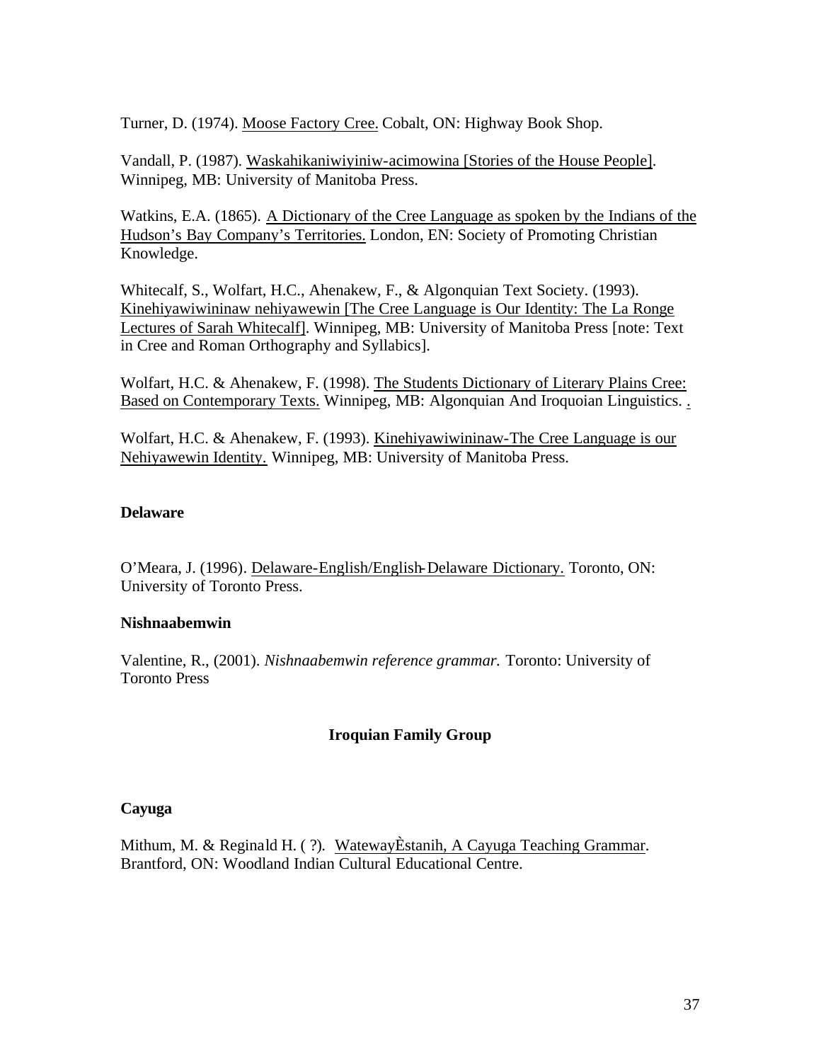Turner, D. (1974). Moose Factory Cree. Cobalt, ON: Highway Book Shop.

Vandall, P. (1987). Waskahikaniwiyiniw-acimowina [Stories of the House People]. Winnipeg, MB: University of Manitoba Press.

Watkins, E.A. (1865). A Dictionary of the Cree Language as spoken by the Indians of the Hudson's Bay Company's Territories. London, EN: Society of Promoting Christian Knowledge.

Whitecalf, S., Wolfart, H.C., Ahenakew, F., & Algonquian Text Society. (1993). Kinehiyawiwininaw nehiyawewin [The Cree Language is Our Identity: The La Ronge Lectures of Sarah Whitecalf]. Winnipeg, MB: University of Manitoba Press [note: Text in Cree and Roman Orthography and Syllabics].

Wolfart, H.C. & Ahenakew, F. (1998). The Students Dictionary of Literary Plains Cree: Based on Contemporary Texts. Winnipeg, MB: Algonquian And Iroquoian Linguistics. .

Wolfart, H.C. & Ahenakew, F. (1993). Kinehiyawiwininaw-The Cree Language is our Nehiyawewin Identity. Winnipeg, MB: University of Manitoba Press.

**Delaware**

O'Meara, J. (1996). Delaware-English/English-Delaware Dictionary. Toronto, ON: University of Toronto Press.

**Nishnaabemwin**

Valentine, R., (2001). *Nishnaabemwin reference grammar.* Toronto: University of Toronto Press

## Iroquian Family Group

**Cayuga**

Mithum, M. & Reginald H. ( ?). WatewayÈstanih, A Cayuga Teaching Grammar. Brantford, ON: Woodland Indian Cultural Educational Centre.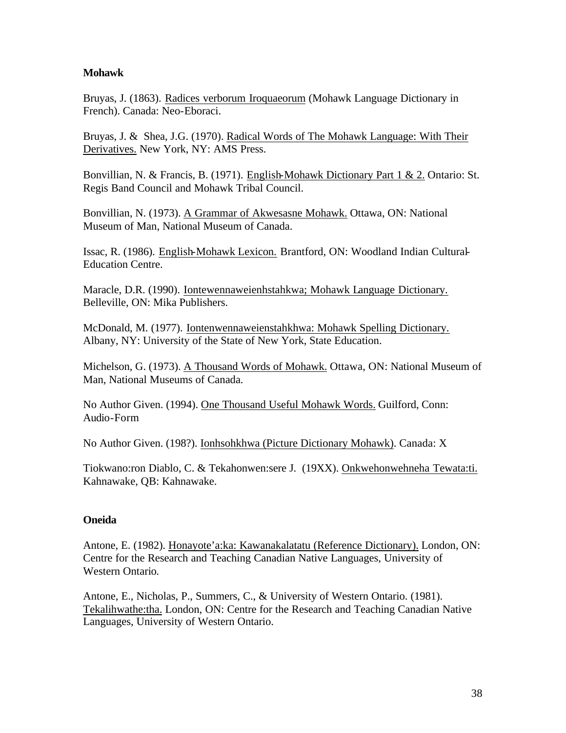**Mohawk**

Bruyas, J. (1863). Radices verborum Iroquaeorum (Mohawk Language Dictionary in French). Canada: Neo-Eboraci.

Bruyas, J. & Shea, J.G. (1970). Radical Words of The Mohawk Language: With Their Derivatives. New York, NY: AMS Press.

Bonvillian, N. & Francis, B. (1971). English-Mohawk Dictionary Part 1 & 2. Ontario: St. Regis Band Council and Mohawk Tribal Council.

Bonvillian, N. (1973). A Grammar of Akwesasne Mohawk. Ottawa, ON: National Museum of Man, National Museum of Canada.

Issac, R. (1986). English-Mohawk Lexicon. Brantford, ON: Woodland Indian Cultural-Education Centre.

Maracle, D.R. (1990). Iontewennaweienhstahkwa; Mohawk Language Dictionary. Belleville, ON: Mika Publishers.

McDonald, M. (1977). Iontenwennaweienstahkhwa: Mohawk Spelling Dictionary. Albany, NY: University of the State of New York, State Education.

Michelson, G. (1973). A Thousand Words of Mohawk. Ottawa, ON: National Museum of Man, National Museums of Canada.

No Author Given. (1994). One Thousand Useful Mohawk Words. Guilford, Conn: Audio-Form

No Author Given. (198?). Ionhsohkhwa (Picture Dictionary Mohawk). Canada: X

Tiokwano:ron Diablo, C. & Tekahonwen:sere J. (19XX). Onkwehonwehneha Tewata:ti. Kahnawake, QB: Kahnawake.

**Oneida**

Antone, E. (1982). Honayote'a:ka: Kawanakalatatu (Reference Dictionary). London, ON: Centre for the Research and Teaching Canadian Native Languages, University of Western Ontario.

Antone, E., Nicholas, P., Summers, C., & University of Western Ontario. (1981). Tekalihwathe:tha. London, ON: Centre for the Research and Teaching Canadian Native Languages, University of Western Ontario.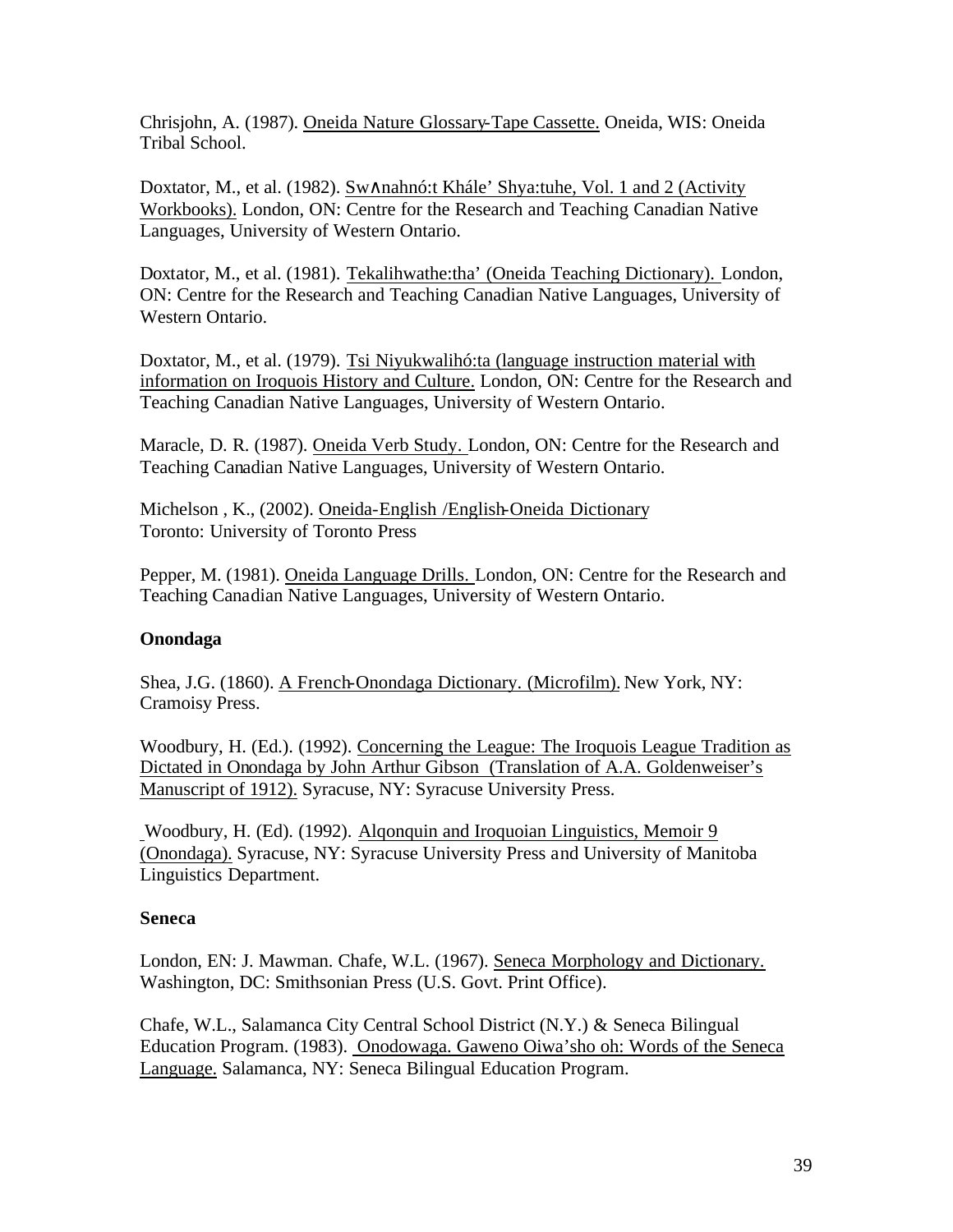Chrisjohn, A. (1987). Oneida Nature Glossary-Tape Cassette. Oneida, WIS: Oneida Tribal School.

Doxtator, M., et al. (1982). Swʌnahnó:t Khále' Shya:tuhe, Vol. 1 and 2 (Activity Workbooks). London, ON: Centre for the Research and Teaching Canadian Native Languages, University of Western Ontario.

Doxtator, M., et al. (1981). Tekalihwathe:tha' (Oneida Teaching Dictionary). London, ON: Centre for the Research and Teaching Canadian Native Languages, University of Western Ontario.

Doxtator, M., et al. (1979). Tsi Niyukwalihó:ta (language instruction material with information on Iroquois History and Culture. London, ON: Centre for the Research and Teaching Canadian Native Languages, University of Western Ontario.

Maracle, D. R. (1987). Oneida Verb Study. London, ON: Centre for the Research and Teaching Canadian Native Languages, University of Western Ontario.

Michelson , K., (2002). Oneida-English /English-Oneida Dictionary Toronto: University of Toronto Press

Pepper, M. (1981). Oneida Language Drills. London, ON: Centre for the Research and Teaching Canadian Native Languages, University of Western Ontario.

**Onondaga**

Shea, J.G. (1860). A French-Onondaga Dictionary. (Microfilm). New York, NY: Cramoisy Press.

Woodbury, H. (Ed.). (1992). Concerning the League: The Iroquois League Tradition as Dictated in Onondaga by John Arthur Gibson (Translation of A.A. Goldenweiser's Manuscript of 1912). Syracuse, NY: Syracuse University Press.

Woodbury, H. (Ed). (1992). Alqonquin and Iroquoian Linguistics, Memoir 9 (Onondaga). Syracuse, NY: Syracuse University Press and University of Manitoba Linguistics Department.

**Seneca**

London, EN: J. Mawman. Chafe, W.L. (1967). Seneca Morphology and Dictionary. Washington, DC: Smithsonian Press (U.S. Govt. Print Office).

Chafe, W.L., Salamanca City Central School District (N.Y.) & Seneca Bilingual Education Program. (1983). Onodowaga. Gaweno Oiwa'sho oh: Words of the Seneca Language. Salamanca, NY: Seneca Bilingual Education Program.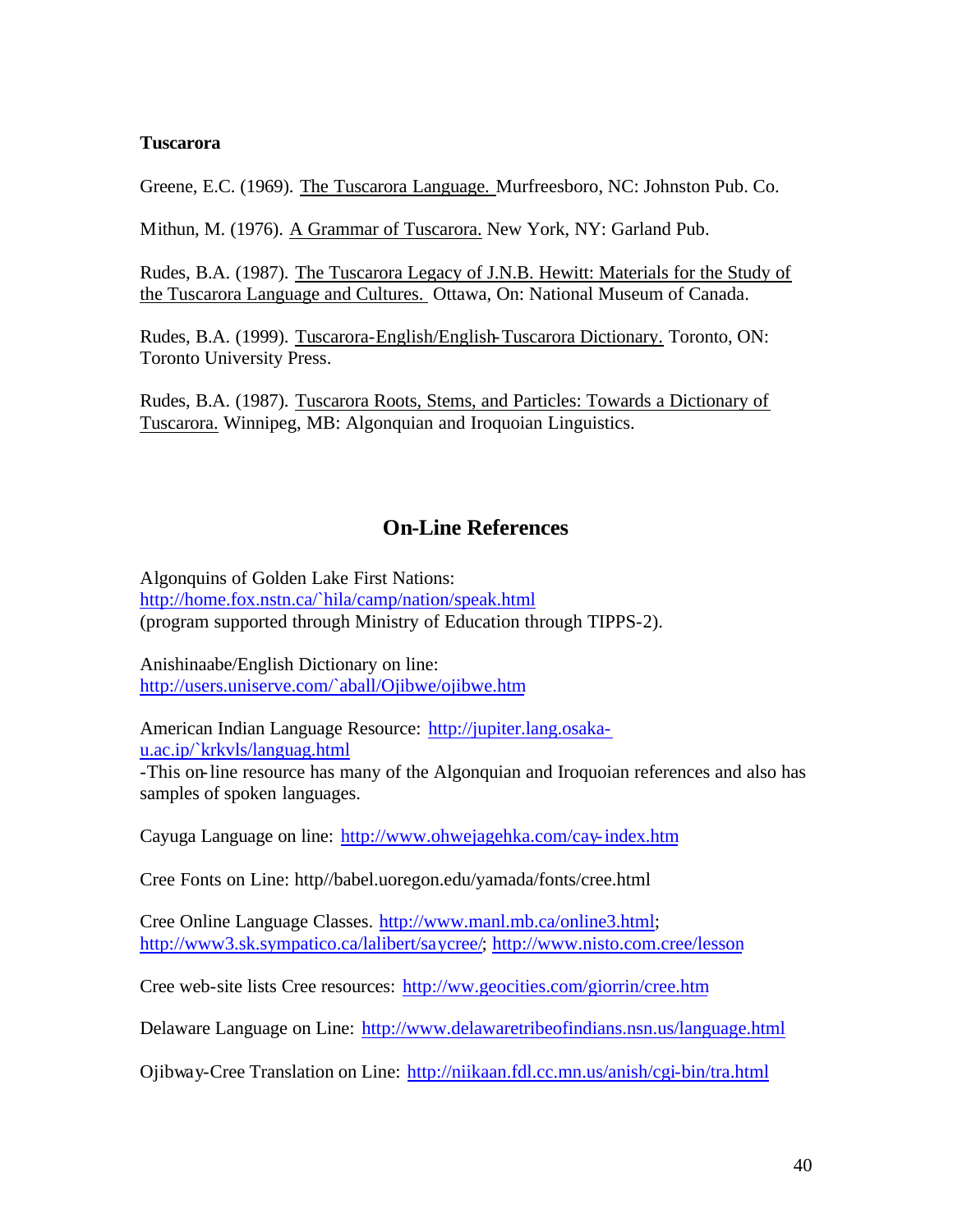**Tuscarora**

Greene, E.C. (1969). The Tuscarora Language. Murfreesboro, NC: Johnston Pub. Co.

Mithun, M. (1976). A Grammar of Tuscarora. New York, NY: Garland Pub.

Rudes, B.A. (1987). The Tuscarora Legacy of J.N.B. Hewitt: Materials for the Study of the Tuscarora Language and Cultures. Ottawa, On: National Museum of Canada.

Rudes, B.A. (1999). Tuscarora-English/English-Tuscarora Dictionary. Toronto, ON: Toronto University Press.

Rudes, B.A. (1987). Tuscarora Roots, Stems, and Particles: Towards a Dictionary of Tuscarora. Winnipeg, MB: Algonquian and Iroquoian Linguistics.

## On-Line References

Algonquins of Golden Lake First Nations:
http://home.fox.nstn.ca/`hila/camp/nation/speak.html
(program supported through Ministry of Education through TIPPS-2).

Anishinaabe/English Dictionary on line:
http://users.uniserve.com/`aball/Ojibwe/ojibwe.htm

American Indian Language Resource: http://jupiter.lang.osaka-u.ac.ip/`krkvls/languag.html
-This on-line resource has many of the Algonquian and Iroquoian references and also has samples of spoken languages.

Cayuga Language on line: http://www.ohwejagehka.com/cay-index.htm

Cree Fonts on Line: http//babel.uoregon.edu/yamada/fonts/cree.html

Cree Online Language Classes. http://www.manl.mb.ca/online3.html; http://www3.sk.sympatico.ca/lalibert/saycree/; http://www.nisto.com.cree/lesson

Cree web-site lists Cree resources: http://ww.geocities.com/giorrin/cree.htm

Delaware Language on Line: http://www.delawaretribeofindians.nsn.us/language.html

Ojibway-Cree Translation on Line: http://niikaan.fdl.cc.mn.us/anish/cgi-bin/tra.html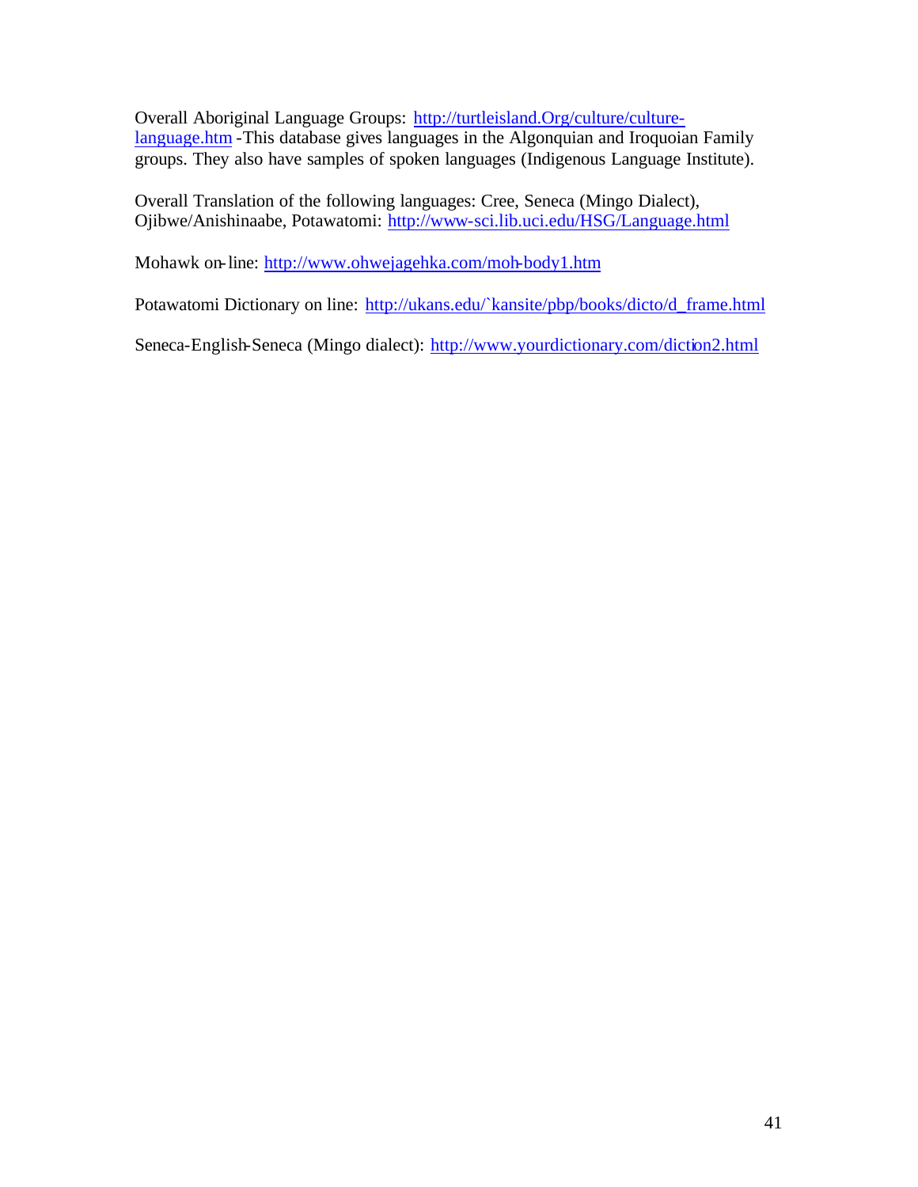Overall Aboriginal Language Groups: http://turtleisland.Org/culture/culture-language.htm -This database gives languages in the Algonquian and Iroquoian Family groups. They also have samples of spoken languages (Indigenous Language Institute).

Overall Translation of the following languages: Cree, Seneca (Mingo Dialect), Ojibwe/Anishinaabe, Potawatomi: http://www-sci.lib.uci.edu/HSG/Language.html

Mohawk on-line: http://www.ohwejagehka.com/moh-body1.htm

Potawatomi Dictionary on line: http://ukans.edu/`kansite/pbp/books/dicto/d_frame.html

Seneca-English-Seneca (Mingo dialect): http://www.yourdictionary.com/diction2.html